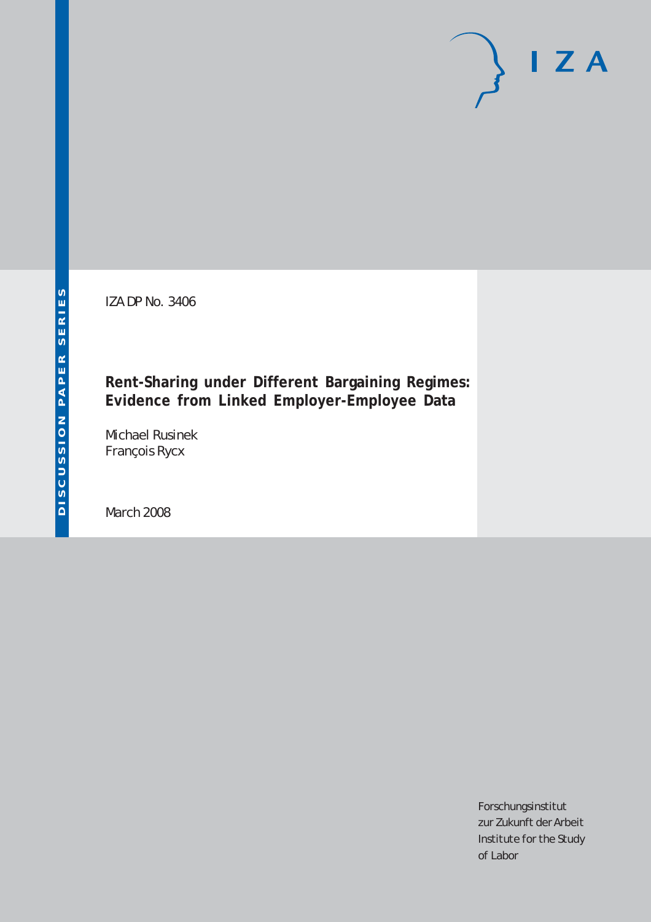DISCUSSION PAPER SERIES

IZA DP No. 3406

# Rent-Sharing under Different Bargaining Regimes: Evidence from Linked Employer-Employee Data

Michael Rusinek
François Rycx

March 2008

I Z A

Forschungsinstitut
zur Zukunft der Arbeit
Institute for the Study
of Labor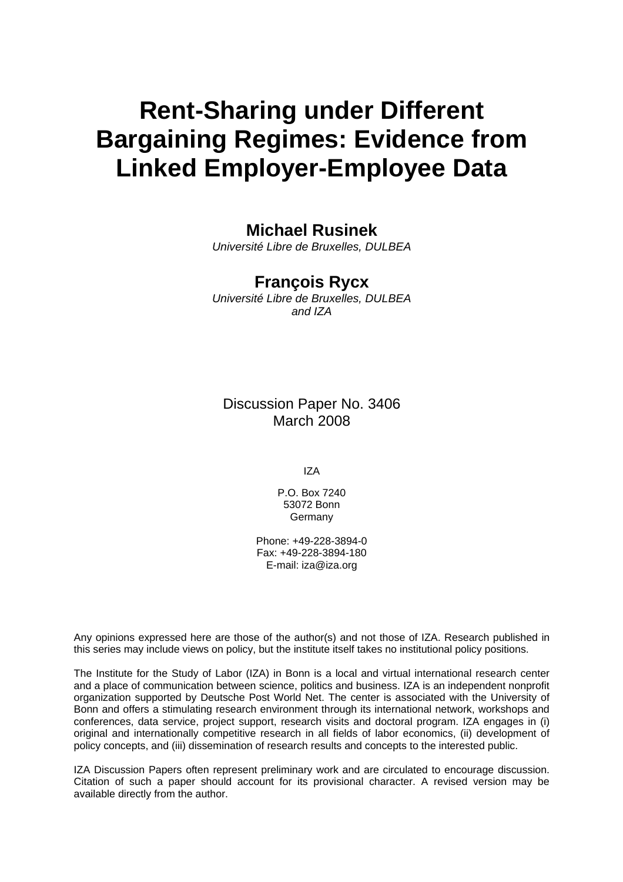# Rent-Sharing under Different Bargaining Regimes: Evidence from Linked Employer-Employee Data

**Michael Rusinek**
*Université Libre de Bruxelles, DULBEA*

**François Rycx**
*Université Libre de Bruxelles, DULBEA and IZA*

Discussion Paper No. 3406
March 2008

IZA

P.O. Box 7240
53072 Bonn
Germany

Phone: +49-228-3894-0
Fax: +49-228-3894-180
E-mail: iza@iza.org

Any opinions expressed here are those of the author(s) and not those of IZA. Research published in this series may include views on policy, but the institute itself takes no institutional policy positions.

The Institute for the Study of Labor (IZA) in Bonn is a local and virtual international research center and a place of communication between science, politics and business. IZA is an independent nonprofit organization supported by Deutsche Post World Net. The center is associated with the University of Bonn and offers a stimulating research environment through its international network, workshops and conferences, data service, project support, research visits and doctoral program. IZA engages in (i) original and internationally competitive research in all fields of labor economics, (ii) development of policy concepts, and (iii) dissemination of research results and concepts to the interested public.

IZA Discussion Papers often represent preliminary work and are circulated to encourage discussion. Citation of such a paper should account for its provisional character. A revised version may be available directly from the author.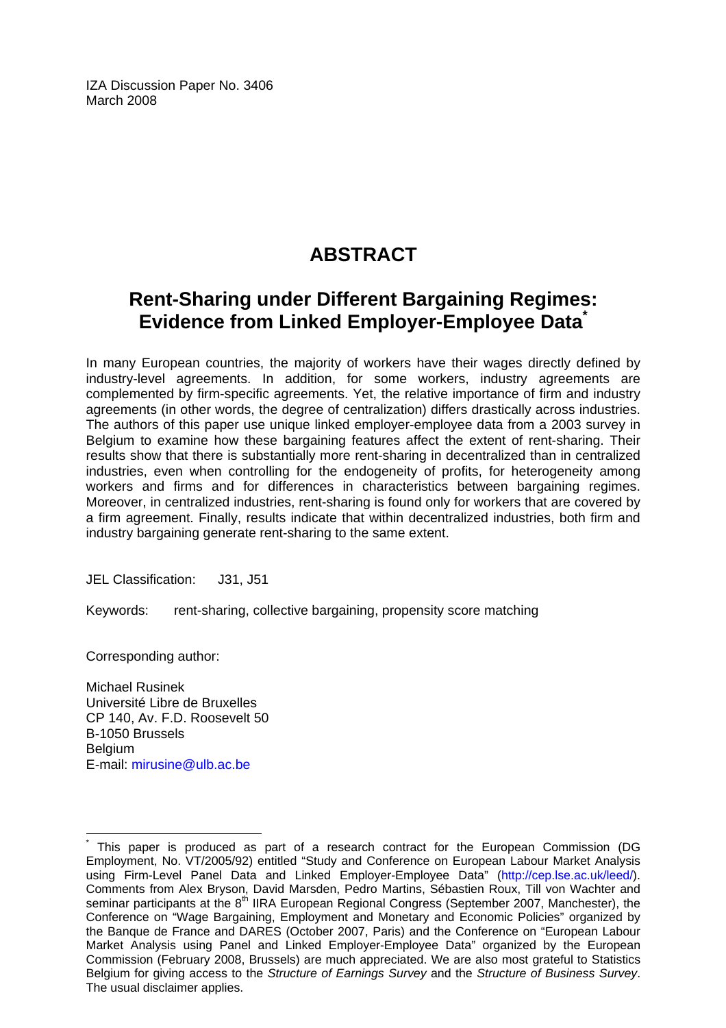IZA Discussion Paper No. 3406
March 2008

# ABSTRACT

## Rent-Sharing under Different Bargaining Regimes: Evidence from Linked Employer-Employee Data*

In many European countries, the majority of workers have their wages directly defined by industry-level agreements. In addition, for some workers, industry agreements are complemented by firm-specific agreements. Yet, the relative importance of firm and industry agreements (in other words, the degree of centralization) differs drastically across industries. The authors of this paper use unique linked employer-employee data from a 2003 survey in Belgium to examine how these bargaining features affect the extent of rent-sharing. Their results show that there is substantially more rent-sharing in decentralized than in centralized industries, even when controlling for the endogeneity of profits, for heterogeneity among workers and firms and for differences in characteristics between bargaining regimes. Moreover, in centralized industries, rent-sharing is found only for workers that are covered by a firm agreement. Finally, results indicate that within decentralized industries, both firm and industry bargaining generate rent-sharing to the same extent.

JEL Classification: J31, J51

Keywords: rent-sharing, collective bargaining, propensity score matching

Corresponding author:

Michael Rusinek
Université Libre de Bruxelles
CP 140, Av. F.D. Roosevelt 50
B-1050 Brussels
Belgium
E-mail: mirusine@ulb.ac.be

---

\* This paper is produced as part of a research contract for the European Commission (DG Employment, No. VT/2005/92) entitled "Study and Conference on European Labour Market Analysis using Firm-Level Panel Data and Linked Employer-Employee Data" (http://cep.lse.ac.uk/leed/). Comments from Alex Bryson, David Marsden, Pedro Martins, Sébastien Roux, Till von Wachter and seminar participants at the 8th IIRA European Regional Congress (September 2007, Manchester), the Conference on "Wage Bargaining, Employment and Monetary and Economic Policies" organized by the Banque de France and DARES (October 2007, Paris) and the Conference on "European Labour Market Analysis using Panel and Linked Employer-Employee Data" organized by the European Commission (February 2008, Brussels) are much appreciated. We are also most grateful to Statistics Belgium for giving access to the *Structure of Earnings Survey* and the *Structure of Business Survey*. The usual disclaimer applies.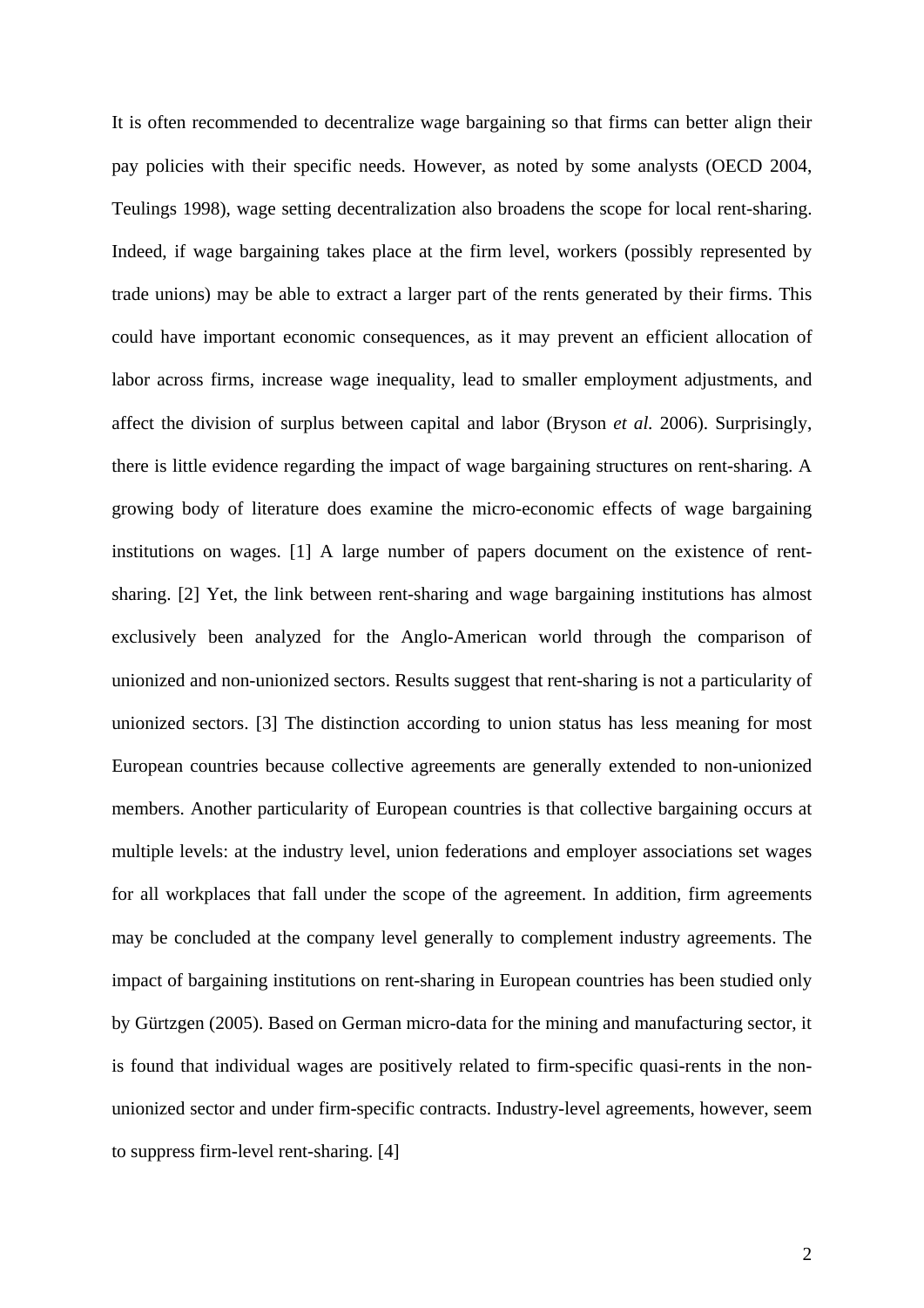It is often recommended to decentralize wage bargaining so that firms can better align their pay policies with their specific needs. However, as noted by some analysts (OECD 2004, Teulings 1998), wage setting decentralization also broadens the scope for local rent-sharing. Indeed, if wage bargaining takes place at the firm level, workers (possibly represented by trade unions) may be able to extract a larger part of the rents generated by their firms. This could have important economic consequences, as it may prevent an efficient allocation of labor across firms, increase wage inequality, lead to smaller employment adjustments, and affect the division of surplus between capital and labor (Bryson *et al.* 2006). Surprisingly, there is little evidence regarding the impact of wage bargaining structures on rent-sharing. A growing body of literature does examine the micro-economic effects of wage bargaining institutions on wages. [1] A large number of papers document on the existence of rent-sharing. [2] Yet, the link between rent-sharing and wage bargaining institutions has almost exclusively been analyzed for the Anglo-American world through the comparison of unionized and non-unionized sectors. Results suggest that rent-sharing is not a particularity of unionized sectors. [3] The distinction according to union status has less meaning for most European countries because collective agreements are generally extended to non-unionized members. Another particularity of European countries is that collective bargaining occurs at multiple levels: at the industry level, union federations and employer associations set wages for all workplaces that fall under the scope of the agreement. In addition, firm agreements may be concluded at the company level generally to complement industry agreements. The impact of bargaining institutions on rent-sharing in European countries has been studied only by Gürtzgen (2005). Based on German micro-data for the mining and manufacturing sector, it is found that individual wages are positively related to firm-specific quasi-rents in the non-unionized sector and under firm-specific contracts. Industry-level agreements, however, seem to suppress firm-level rent-sharing. [4]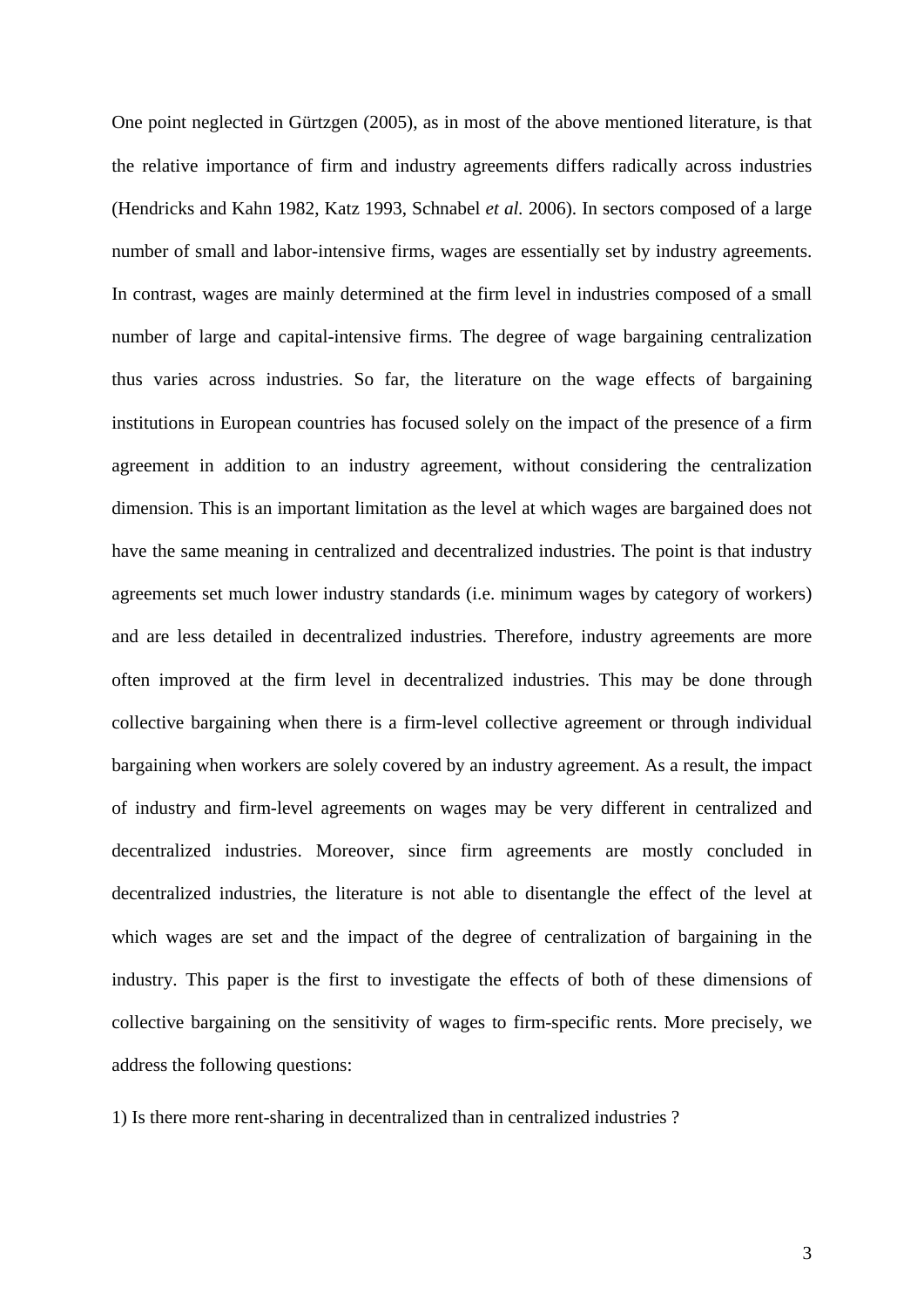One point neglected in Gürtzgen (2005), as in most of the above mentioned literature, is that the relative importance of firm and industry agreements differs radically across industries (Hendricks and Kahn 1982, Katz 1993, Schnabel *et al.* 2006). In sectors composed of a large number of small and labor-intensive firms, wages are essentially set by industry agreements. In contrast, wages are mainly determined at the firm level in industries composed of a small number of large and capital-intensive firms. The degree of wage bargaining centralization thus varies across industries. So far, the literature on the wage effects of bargaining institutions in European countries has focused solely on the impact of the presence of a firm agreement in addition to an industry agreement, without considering the centralization dimension. This is an important limitation as the level at which wages are bargained does not have the same meaning in centralized and decentralized industries. The point is that industry agreements set much lower industry standards (i.e. minimum wages by category of workers) and are less detailed in decentralized industries. Therefore, industry agreements are more often improved at the firm level in decentralized industries. This may be done through collective bargaining when there is a firm-level collective agreement or through individual bargaining when workers are solely covered by an industry agreement. As a result, the impact of industry and firm-level agreements on wages may be very different in centralized and decentralized industries. Moreover, since firm agreements are mostly concluded in decentralized industries, the literature is not able to disentangle the effect of the level at which wages are set and the impact of the degree of centralization of bargaining in the industry. This paper is the first to investigate the effects of both of these dimensions of collective bargaining on the sensitivity of wages to firm-specific rents. More precisely, we address the following questions:

1) Is there more rent-sharing in decentralized than in centralized industries ?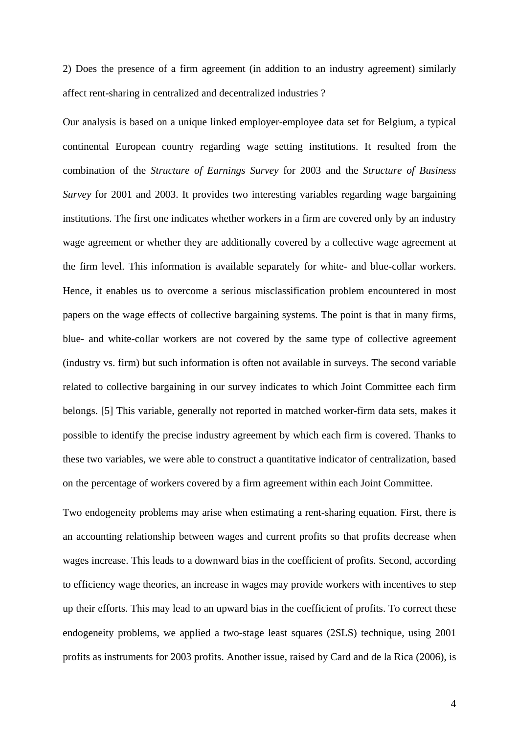2) Does the presence of a firm agreement (in addition to an industry agreement) similarly affect rent-sharing in centralized and decentralized industries ?

Our analysis is based on a unique linked employer-employee data set for Belgium, a typical continental European country regarding wage setting institutions. It resulted from the combination of the *Structure of Earnings Survey* for 2003 and the *Structure of Business Survey* for 2001 and 2003. It provides two interesting variables regarding wage bargaining institutions. The first one indicates whether workers in a firm are covered only by an industry wage agreement or whether they are additionally covered by a collective wage agreement at the firm level. This information is available separately for white- and blue-collar workers. Hence, it enables us to overcome a serious misclassification problem encountered in most papers on the wage effects of collective bargaining systems. The point is that in many firms, blue- and white-collar workers are not covered by the same type of collective agreement (industry vs. firm) but such information is often not available in surveys. The second variable related to collective bargaining in our survey indicates to which Joint Committee each firm belongs. [5] This variable, generally not reported in matched worker-firm data sets, makes it possible to identify the precise industry agreement by which each firm is covered. Thanks to these two variables, we were able to construct a quantitative indicator of centralization, based on the percentage of workers covered by a firm agreement within each Joint Committee.

Two endogeneity problems may arise when estimating a rent-sharing equation. First, there is an accounting relationship between wages and current profits so that profits decrease when wages increase. This leads to a downward bias in the coefficient of profits. Second, according to efficiency wage theories, an increase in wages may provide workers with incentives to step up their efforts. This may lead to an upward bias in the coefficient of profits. To correct these endogeneity problems, we applied a two-stage least squares (2SLS) technique, using 2001 profits as instruments for 2003 profits. Another issue, raised by Card and de la Rica (2006), is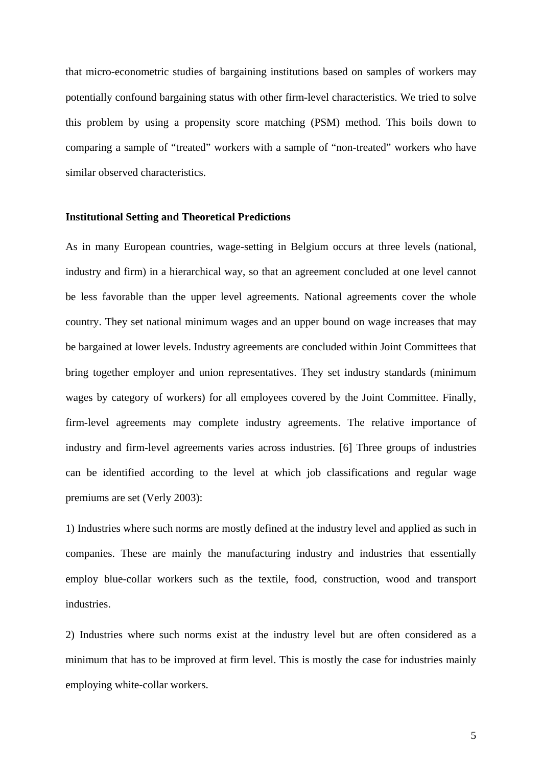that micro-econometric studies of bargaining institutions based on samples of workers may potentially confound bargaining status with other firm-level characteristics. We tried to solve this problem by using a propensity score matching (PSM) method. This boils down to comparing a sample of "treated" workers with a sample of "non-treated" workers who have similar observed characteristics.

**Institutional Setting and Theoretical Predictions**

As in many European countries, wage-setting in Belgium occurs at three levels (national, industry and firm) in a hierarchical way, so that an agreement concluded at one level cannot be less favorable than the upper level agreements. National agreements cover the whole country. They set national minimum wages and an upper bound on wage increases that may be bargained at lower levels. Industry agreements are concluded within Joint Committees that bring together employer and union representatives. They set industry standards (minimum wages by category of workers) for all employees covered by the Joint Committee. Finally, firm-level agreements may complete industry agreements. The relative importance of industry and firm-level agreements varies across industries. [6] Three groups of industries can be identified according to the level at which job classifications and regular wage premiums are set (Verly 2003):

1) Industries where such norms are mostly defined at the industry level and applied as such in companies. These are mainly the manufacturing industry and industries that essentially employ blue-collar workers such as the textile, food, construction, wood and transport industries.

2) Industries where such norms exist at the industry level but are often considered as a minimum that has to be improved at firm level. This is mostly the case for industries mainly employing white-collar workers.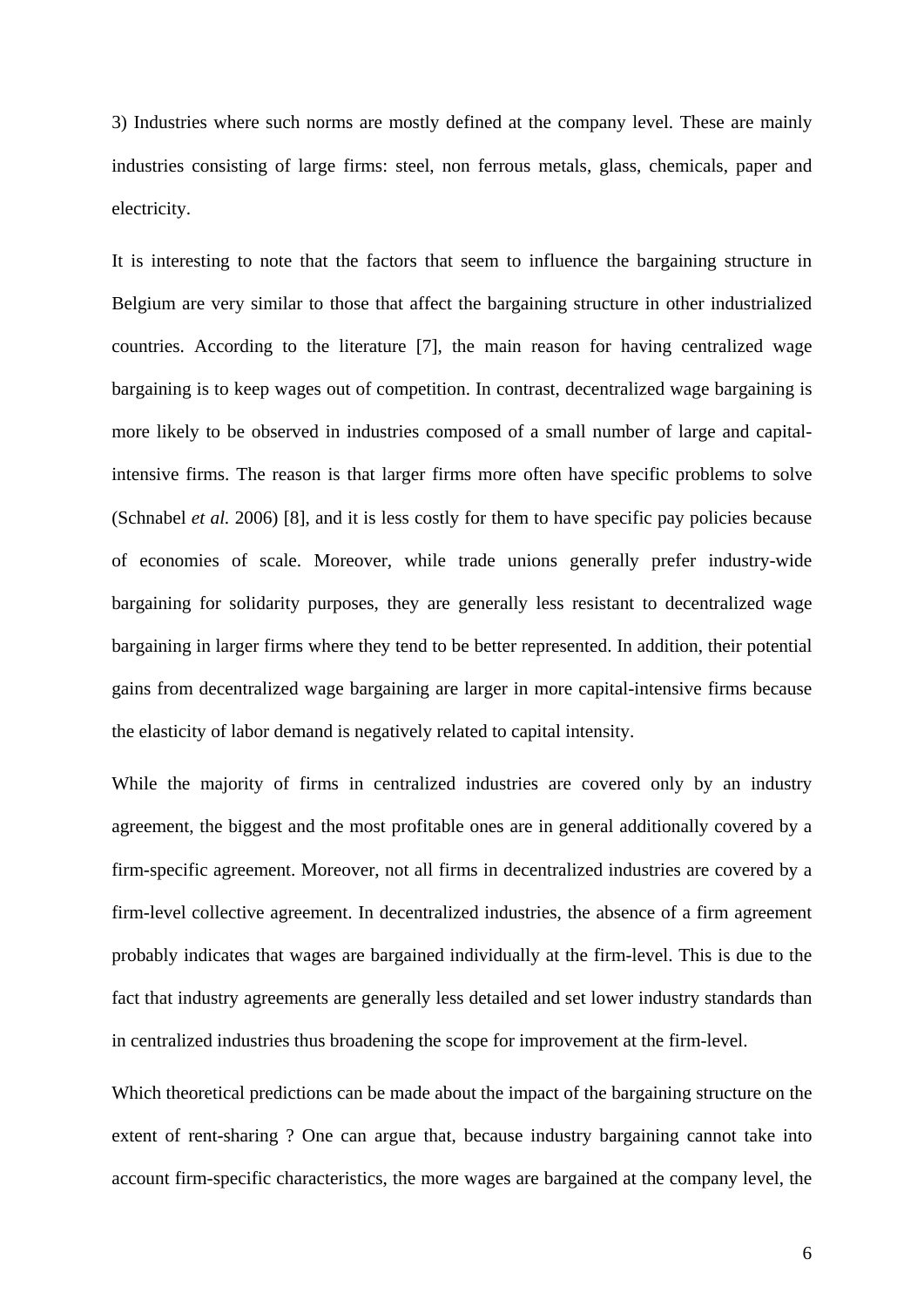3) Industries where such norms are mostly defined at the company level. These are mainly industries consisting of large firms: steel, non ferrous metals, glass, chemicals, paper and electricity.

It is interesting to note that the factors that seem to influence the bargaining structure in Belgium are very similar to those that affect the bargaining structure in other industrialized countries. According to the literature [7], the main reason for having centralized wage bargaining is to keep wages out of competition. In contrast, decentralized wage bargaining is more likely to be observed in industries composed of a small number of large and capital-intensive firms. The reason is that larger firms more often have specific problems to solve (Schnabel *et al.* 2006) [8], and it is less costly for them to have specific pay policies because of economies of scale. Moreover, while trade unions generally prefer industry-wide bargaining for solidarity purposes, they are generally less resistant to decentralized wage bargaining in larger firms where they tend to be better represented. In addition, their potential gains from decentralized wage bargaining are larger in more capital-intensive firms because the elasticity of labor demand is negatively related to capital intensity.

While the majority of firms in centralized industries are covered only by an industry agreement, the biggest and the most profitable ones are in general additionally covered by a firm-specific agreement. Moreover, not all firms in decentralized industries are covered by a firm-level collective agreement. In decentralized industries, the absence of a firm agreement probably indicates that wages are bargained individually at the firm-level. This is due to the fact that industry agreements are generally less detailed and set lower industry standards than in centralized industries thus broadening the scope for improvement at the firm-level.

Which theoretical predictions can be made about the impact of the bargaining structure on the extent of rent-sharing ? One can argue that, because industry bargaining cannot take into account firm-specific characteristics, the more wages are bargained at the company level, the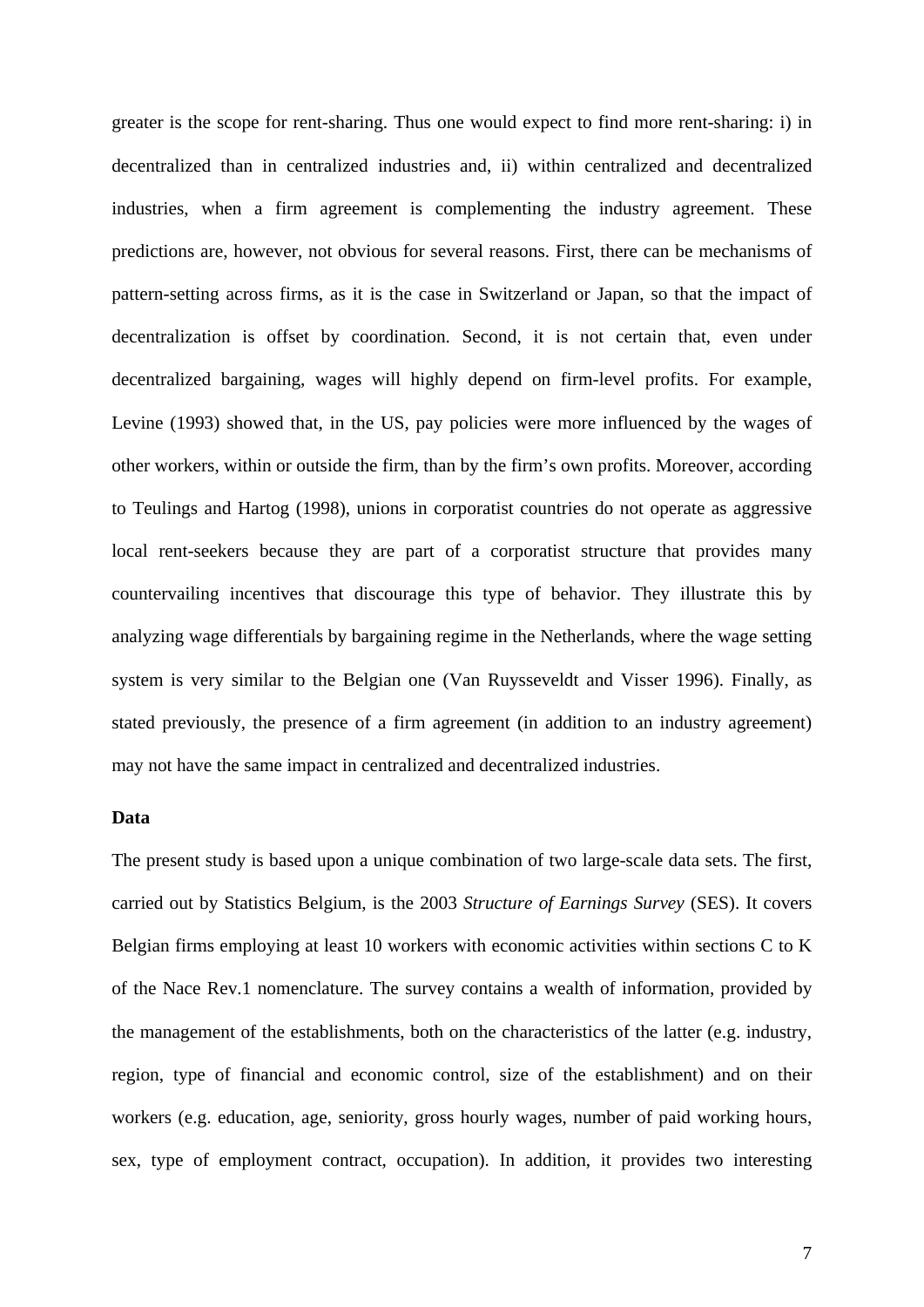greater is the scope for rent-sharing. Thus one would expect to find more rent-sharing: i) in decentralized than in centralized industries and, ii) within centralized and decentralized industries, when a firm agreement is complementing the industry agreement. These predictions are, however, not obvious for several reasons. First, there can be mechanisms of pattern-setting across firms, as it is the case in Switzerland or Japan, so that the impact of decentralization is offset by coordination. Second, it is not certain that, even under decentralized bargaining, wages will highly depend on firm-level profits. For example, Levine (1993) showed that, in the US, pay policies were more influenced by the wages of other workers, within or outside the firm, than by the firm's own profits. Moreover, according to Teulings and Hartog (1998), unions in corporatist countries do not operate as aggressive local rent-seekers because they are part of a corporatist structure that provides many countervailing incentives that discourage this type of behavior. They illustrate this by analyzing wage differentials by bargaining regime in the Netherlands, where the wage setting system is very similar to the Belgian one (Van Ruysseveldt and Visser 1996). Finally, as stated previously, the presence of a firm agreement (in addition to an industry agreement) may not have the same impact in centralized and decentralized industries.

**Data**

The present study is based upon a unique combination of two large-scale data sets. The first, carried out by Statistics Belgium, is the 2003 *Structure of Earnings Survey* (SES). It covers Belgian firms employing at least 10 workers with economic activities within sections C to K of the Nace Rev.1 nomenclature. The survey contains a wealth of information, provided by the management of the establishments, both on the characteristics of the latter (e.g. industry, region, type of financial and economic control, size of the establishment) and on their workers (e.g. education, age, seniority, gross hourly wages, number of paid working hours, sex, type of employment contract, occupation). In addition, it provides two interesting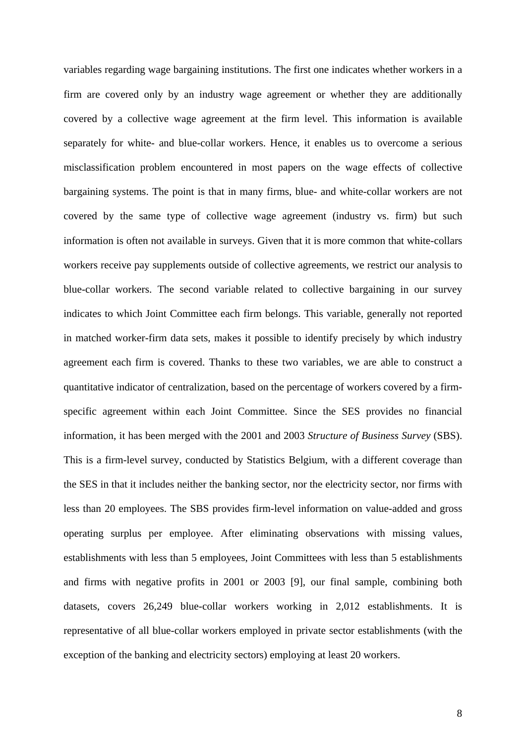variables regarding wage bargaining institutions. The first one indicates whether workers in a firm are covered only by an industry wage agreement or whether they are additionally covered by a collective wage agreement at the firm level. This information is available separately for white- and blue-collar workers. Hence, it enables us to overcome a serious misclassification problem encountered in most papers on the wage effects of collective bargaining systems. The point is that in many firms, blue- and white-collar workers are not covered by the same type of collective wage agreement (industry vs. firm) but such information is often not available in surveys. Given that it is more common that white-collars workers receive pay supplements outside of collective agreements, we restrict our analysis to blue-collar workers. The second variable related to collective bargaining in our survey indicates to which Joint Committee each firm belongs. This variable, generally not reported in matched worker-firm data sets, makes it possible to identify precisely by which industry agreement each firm is covered. Thanks to these two variables, we are able to construct a quantitative indicator of centralization, based on the percentage of workers covered by a firm-specific agreement within each Joint Committee. Since the SES provides no financial information, it has been merged with the 2001 and 2003 *Structure of Business Survey* (SBS). This is a firm-level survey, conducted by Statistics Belgium, with a different coverage than the SES in that it includes neither the banking sector, nor the electricity sector, nor firms with less than 20 employees. The SBS provides firm-level information on value-added and gross operating surplus per employee. After eliminating observations with missing values, establishments with less than 5 employees, Joint Committees with less than 5 establishments and firms with negative profits in 2001 or 2003 [9], our final sample, combining both datasets, covers 26,249 blue-collar workers working in 2,012 establishments. It is representative of all blue-collar workers employed in private sector establishments (with the exception of the banking and electricity sectors) employing at least 20 workers.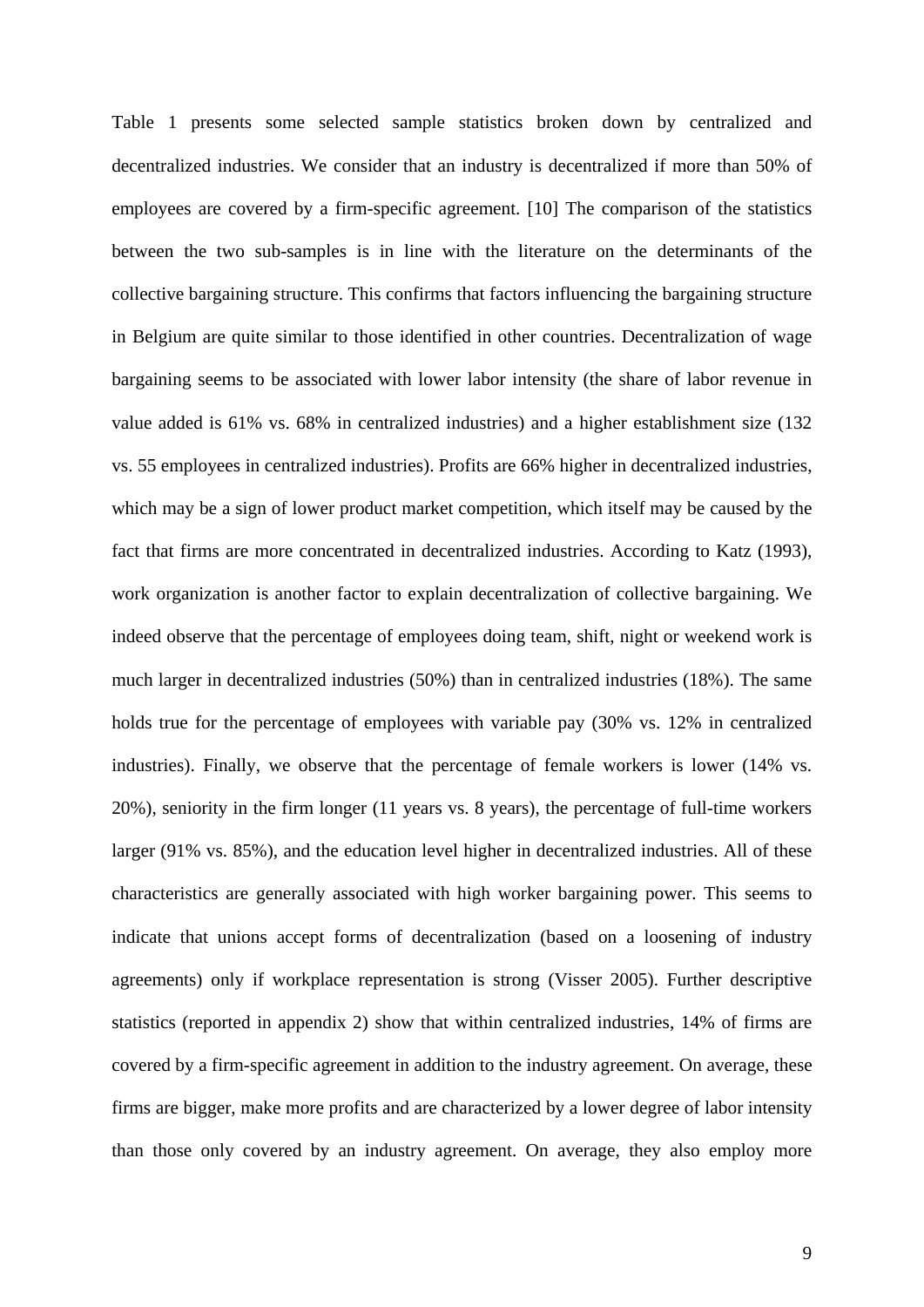Table 1 presents some selected sample statistics broken down by centralized and decentralized industries. We consider that an industry is decentralized if more than 50% of employees are covered by a firm-specific agreement. [10] The comparison of the statistics between the two sub-samples is in line with the literature on the determinants of the collective bargaining structure. This confirms that factors influencing the bargaining structure in Belgium are quite similar to those identified in other countries. Decentralization of wage bargaining seems to be associated with lower labor intensity (the share of labor revenue in value added is 61% vs. 68% in centralized industries) and a higher establishment size (132 vs. 55 employees in centralized industries). Profits are 66% higher in decentralized industries, which may be a sign of lower product market competition, which itself may be caused by the fact that firms are more concentrated in decentralized industries. According to Katz (1993), work organization is another factor to explain decentralization of collective bargaining. We indeed observe that the percentage of employees doing team, shift, night or weekend work is much larger in decentralized industries (50%) than in centralized industries (18%). The same holds true for the percentage of employees with variable pay (30% vs. 12% in centralized industries). Finally, we observe that the percentage of female workers is lower (14% vs. 20%), seniority in the firm longer (11 years vs. 8 years), the percentage of full-time workers larger (91% vs. 85%), and the education level higher in decentralized industries. All of these characteristics are generally associated with high worker bargaining power. This seems to indicate that unions accept forms of decentralization (based on a loosening of industry agreements) only if workplace representation is strong (Visser 2005). Further descriptive statistics (reported in appendix 2) show that within centralized industries, 14% of firms are covered by a firm-specific agreement in addition to the industry agreement. On average, these firms are bigger, make more profits and are characterized by a lower degree of labor intensity than those only covered by an industry agreement. On average, they also employ more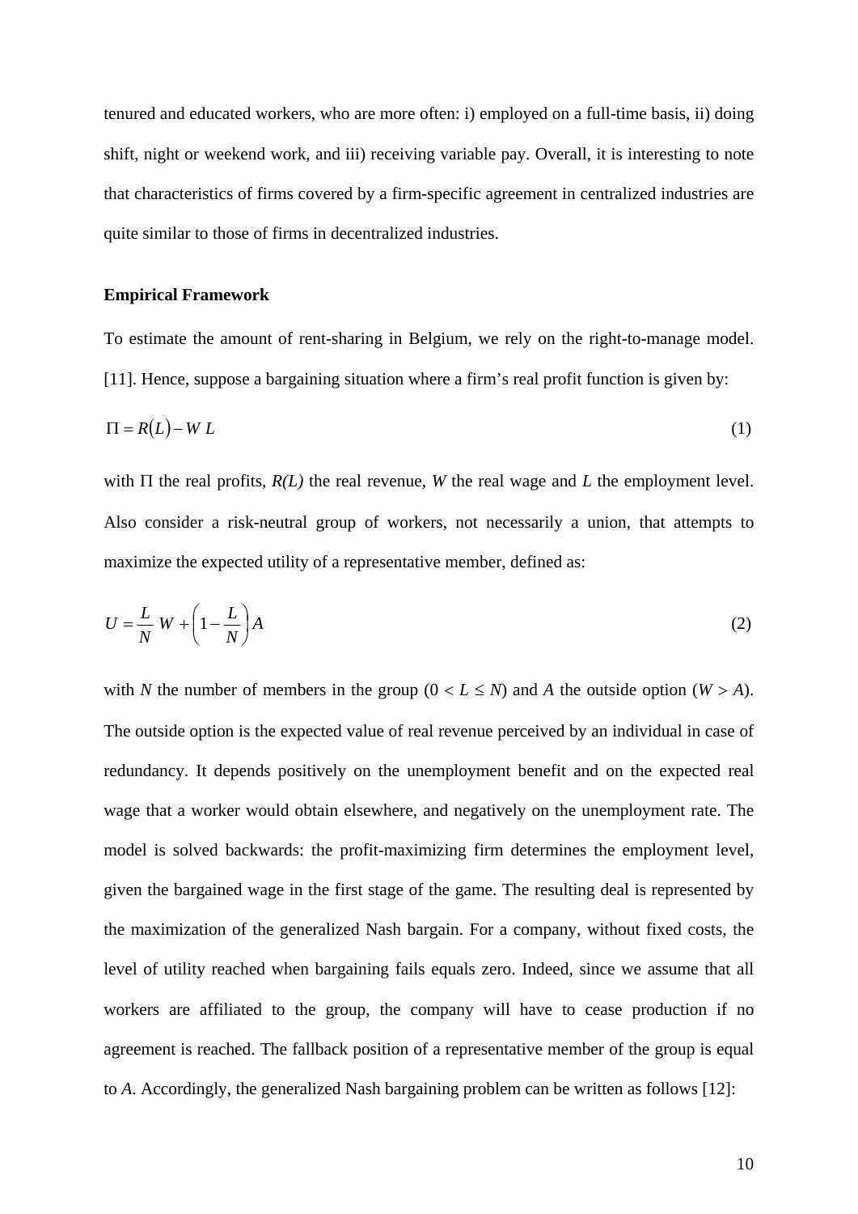tenured and educated workers, who are more often: i) employed on a full-time basis, ii) doing shift, night or weekend work, and iii) receiving variable pay. Overall, it is interesting to note that characteristics of firms covered by a firm-specific agreement in centralized industries are quite similar to those of firms in decentralized industries.

**Empirical Framework**

To estimate the amount of rent-sharing in Belgium, we rely on the right-to-manage model. [11]. Hence, suppose a bargaining situation where a firm's real profit function is given by:

$$\Pi = R(L) - W\,L \tag{1}$$

with Π the real profits, *R(L)* the real revenue, *W* the real wage and *L* the employment level. Also consider a risk-neutral group of workers, not necessarily a union, that attempts to maximize the expected utility of a representative member, defined as:

$$U = \frac{L}{N}\,W + \left(1 - \frac{L}{N}\right)A \tag{2}$$

with *N* the number of members in the group ($0 < L \leq N$) and *A* the outside option ($W > A$). The outside option is the expected value of real revenue perceived by an individual in case of redundancy. It depends positively on the unemployment benefit and on the expected real wage that a worker would obtain elsewhere, and negatively on the unemployment rate. The model is solved backwards: the profit-maximizing firm determines the employment level, given the bargained wage in the first stage of the game. The resulting deal is represented by the maximization of the generalized Nash bargain. For a company, without fixed costs, the level of utility reached when bargaining fails equals zero. Indeed, since we assume that all workers are affiliated to the group, the company will have to cease production if no agreement is reached. The fallback position of a representative member of the group is equal to *A*. Accordingly, the generalized Nash bargaining problem can be written as follows [12]: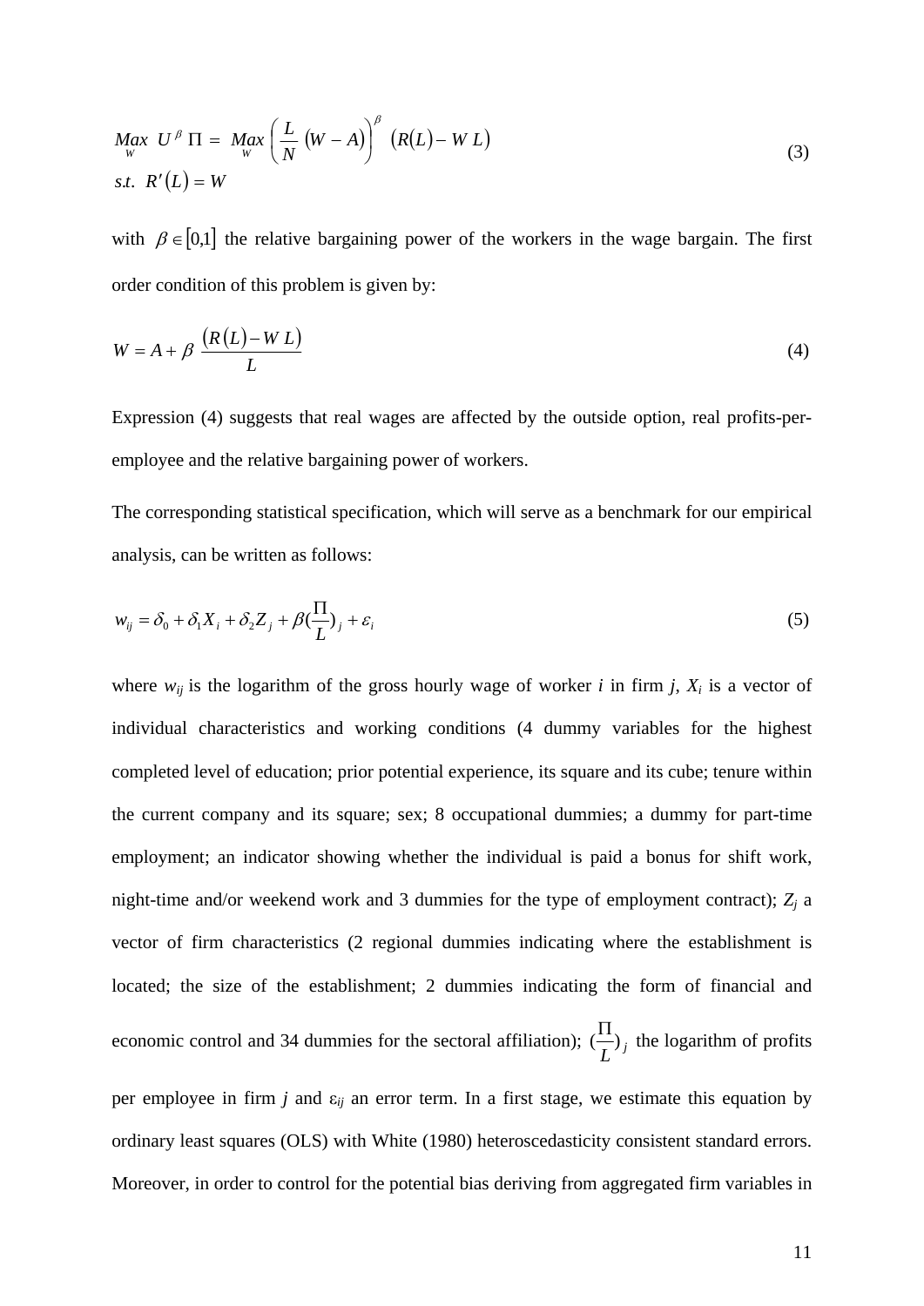$$\underset{W}{Max}\ U^{\beta}\,\Pi = \underset{W}{Max}\left(\frac{L}{N}\left(W - A\right)\right)^{\beta}\left(R(L) - W\,L\right) \qquad (3)$$
$$s.t.\ \ R'(L) = W$$

with $\beta \in [0,1]$ the relative bargaining power of the workers in the wage bargain. The first order condition of this problem is given by:

$$W = A + \beta\ \frac{\left(R(L) - W\,L\right)}{L} \qquad (4)$$

Expression (4) suggests that real wages are affected by the outside option, real profits-per-employee and the relative bargaining power of workers.

The corresponding statistical specification, which will serve as a benchmark for our empirical analysis, can be written as follows:

$$w_{ij} = \delta_0 + \delta_1 X_i + \delta_2 Z_j + \beta\left(\frac{\Pi}{L}\right)_j + \varepsilon_i \qquad (5)$$

where $w_{ij}$ is the logarithm of the gross hourly wage of worker $i$ in firm $j$, $X_i$ is a vector of individual characteristics and working conditions (4 dummy variables for the highest completed level of education; prior potential experience, its square and its cube; tenure within the current company and its square; sex; 8 occupational dummies; a dummy for part-time employment; an indicator showing whether the individual is paid a bonus for shift work, night-time and/or weekend work and 3 dummies for the type of employment contract); $Z_j$ a vector of firm characteristics (2 regional dummies indicating where the establishment is located; the size of the establishment; 2 dummies indicating the form of financial and economic control and 34 dummies for the sectoral affiliation); $\left(\frac{\Pi}{L}\right)_j$ the logarithm of profits per employee in firm $j$ and $\varepsilon_{ij}$ an error term. In a first stage, we estimate this equation by ordinary least squares (OLS) with White (1980) heteroscedasticity consistent standard errors. Moreover, in order to control for the potential bias deriving from aggregated firm variables in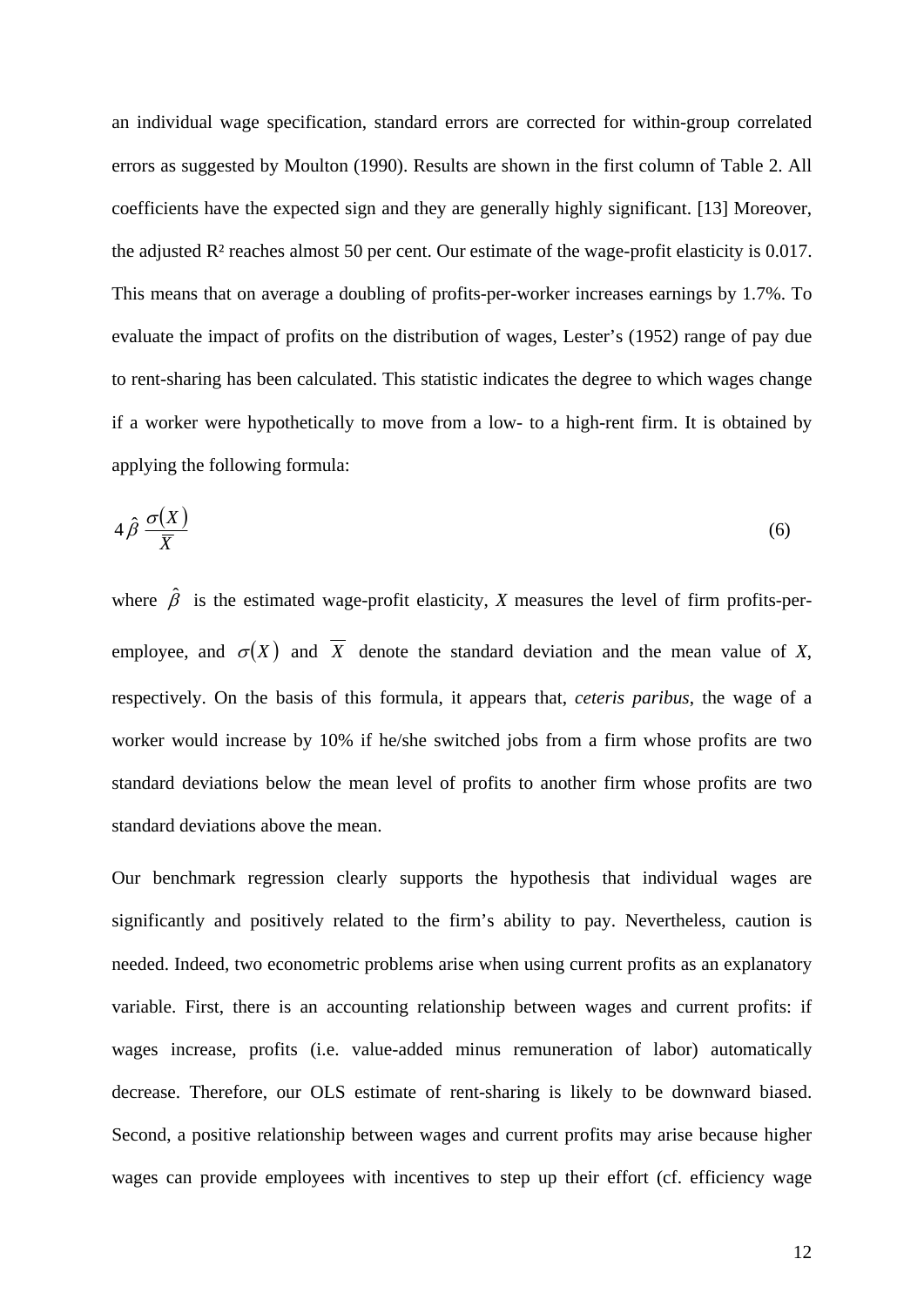an individual wage specification, standard errors are corrected for within-group correlated errors as suggested by Moulton (1990). Results are shown in the first column of Table 2. All coefficients have the expected sign and they are generally highly significant. [13] Moreover, the adjusted $R^2$ reaches almost 50 per cent. Our estimate of the wage-profit elasticity is 0.017. This means that on average a doubling of profits-per-worker increases earnings by 1.7%. To evaluate the impact of profits on the distribution of wages, Lester's (1952) range of pay due to rent-sharing has been calculated. This statistic indicates the degree to which wages change if a worker were hypothetically to move from a low- to a high-rent firm. It is obtained by applying the following formula:

$$4\hat{\beta}\,\frac{\sigma(X)}{\overline{X}} \tag{6}$$

where $\hat{\beta}$ is the estimated wage-profit elasticity, $X$ measures the level of firm profits-per-employee, and $\sigma(X)$ and $\overline{X}$ denote the standard deviation and the mean value of $X$, respectively. On the basis of this formula, it appears that, *ceteris paribus*, the wage of a worker would increase by 10% if he/she switched jobs from a firm whose profits are two standard deviations below the mean level of profits to another firm whose profits are two standard deviations above the mean.

Our benchmark regression clearly supports the hypothesis that individual wages are significantly and positively related to the firm's ability to pay. Nevertheless, caution is needed. Indeed, two econometric problems arise when using current profits as an explanatory variable. First, there is an accounting relationship between wages and current profits: if wages increase, profits (i.e. value-added minus remuneration of labor) automatically decrease. Therefore, our OLS estimate of rent-sharing is likely to be downward biased. Second, a positive relationship between wages and current profits may arise because higher wages can provide employees with incentives to step up their effort (cf. efficiency wage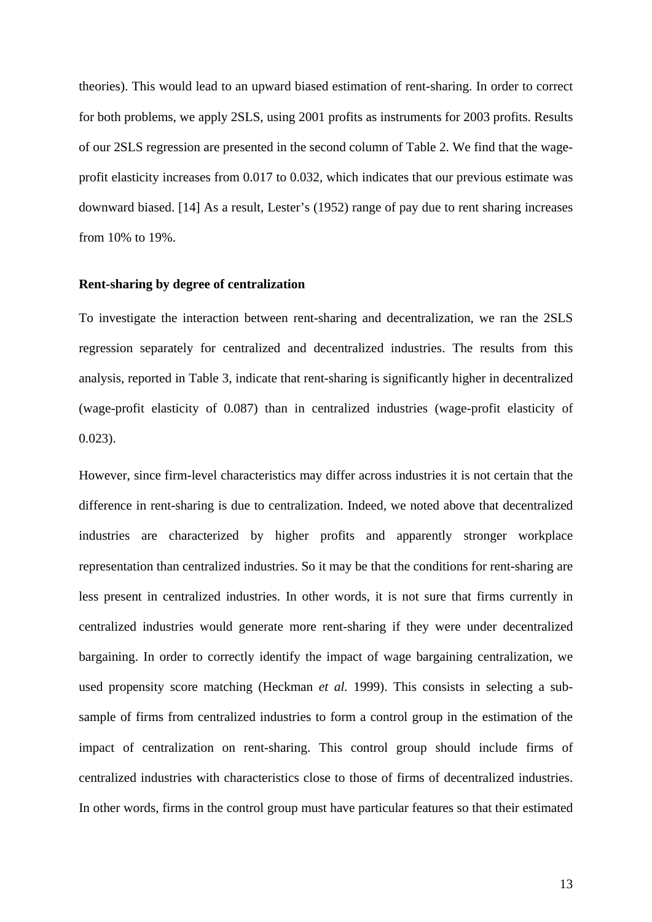theories). This would lead to an upward biased estimation of rent-sharing. In order to correct for both problems, we apply 2SLS, using 2001 profits as instruments for 2003 profits. Results of our 2SLS regression are presented in the second column of Table 2. We find that the wage-profit elasticity increases from 0.017 to 0.032, which indicates that our previous estimate was downward biased. [14] As a result, Lester's (1952) range of pay due to rent sharing increases from 10% to 19%.

**Rent-sharing by degree of centralization**

To investigate the interaction between rent-sharing and decentralization, we ran the 2SLS regression separately for centralized and decentralized industries. The results from this analysis, reported in Table 3, indicate that rent-sharing is significantly higher in decentralized (wage-profit elasticity of 0.087) than in centralized industries (wage-profit elasticity of 0.023).

However, since firm-level characteristics may differ across industries it is not certain that the difference in rent-sharing is due to centralization. Indeed, we noted above that decentralized industries are characterized by higher profits and apparently stronger workplace representation than centralized industries. So it may be that the conditions for rent-sharing are less present in centralized industries. In other words, it is not sure that firms currently in centralized industries would generate more rent-sharing if they were under decentralized bargaining. In order to correctly identify the impact of wage bargaining centralization, we used propensity score matching (Heckman *et al.* 1999). This consists in selecting a sub-sample of firms from centralized industries to form a control group in the estimation of the impact of centralization on rent-sharing. This control group should include firms of centralized industries with characteristics close to those of firms of decentralized industries. In other words, firms in the control group must have particular features so that their estimated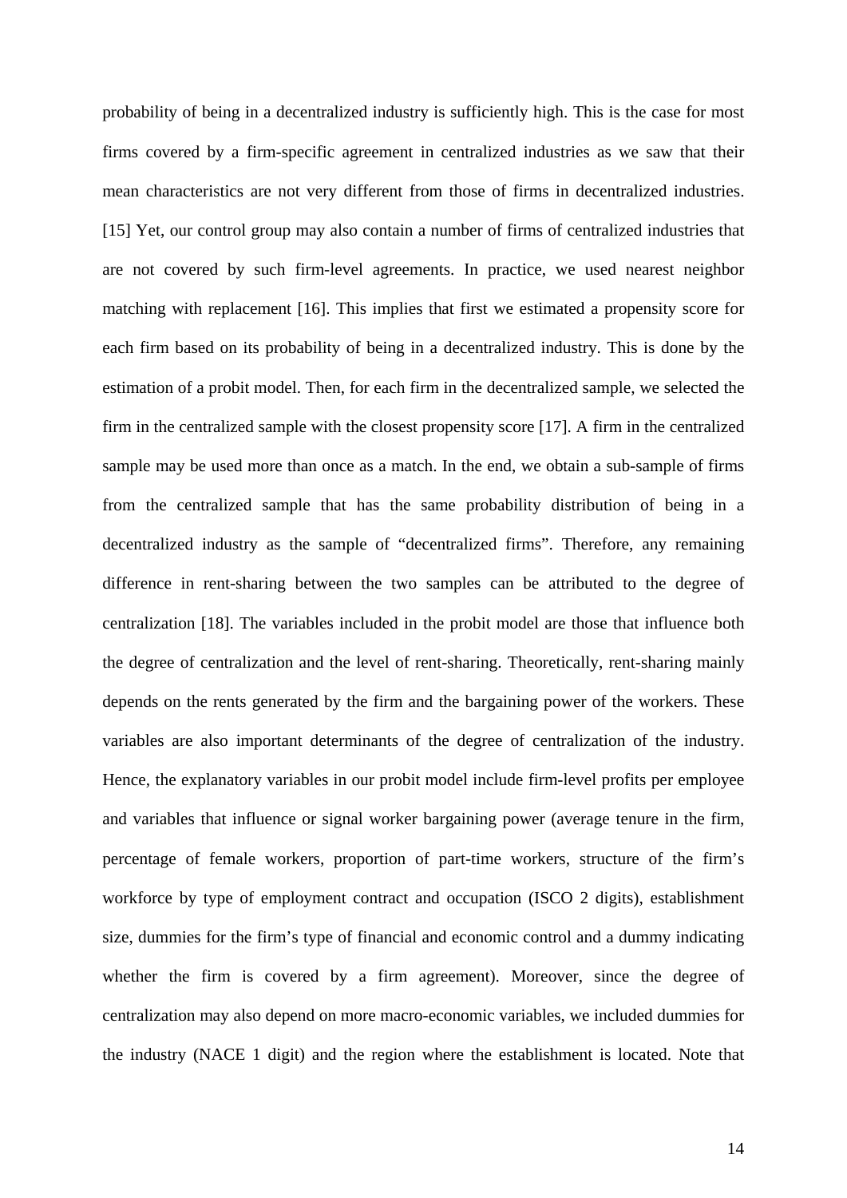probability of being in a decentralized industry is sufficiently high. This is the case for most firms covered by a firm-specific agreement in centralized industries as we saw that their mean characteristics are not very different from those of firms in decentralized industries. [15] Yet, our control group may also contain a number of firms of centralized industries that are not covered by such firm-level agreements. In practice, we used nearest neighbor matching with replacement [16]. This implies that first we estimated a propensity score for each firm based on its probability of being in a decentralized industry. This is done by the estimation of a probit model. Then, for each firm in the decentralized sample, we selected the firm in the centralized sample with the closest propensity score [17]. A firm in the centralized sample may be used more than once as a match. In the end, we obtain a sub-sample of firms from the centralized sample that has the same probability distribution of being in a decentralized industry as the sample of "decentralized firms". Therefore, any remaining difference in rent-sharing between the two samples can be attributed to the degree of centralization [18]. The variables included in the probit model are those that influence both the degree of centralization and the level of rent-sharing. Theoretically, rent-sharing mainly depends on the rents generated by the firm and the bargaining power of the workers. These variables are also important determinants of the degree of centralization of the industry. Hence, the explanatory variables in our probit model include firm-level profits per employee and variables that influence or signal worker bargaining power (average tenure in the firm, percentage of female workers, proportion of part-time workers, structure of the firm's workforce by type of employment contract and occupation (ISCO 2 digits), establishment size, dummies for the firm's type of financial and economic control and a dummy indicating whether the firm is covered by a firm agreement). Moreover, since the degree of centralization may also depend on more macro-economic variables, we included dummies for the industry (NACE 1 digit) and the region where the establishment is located. Note that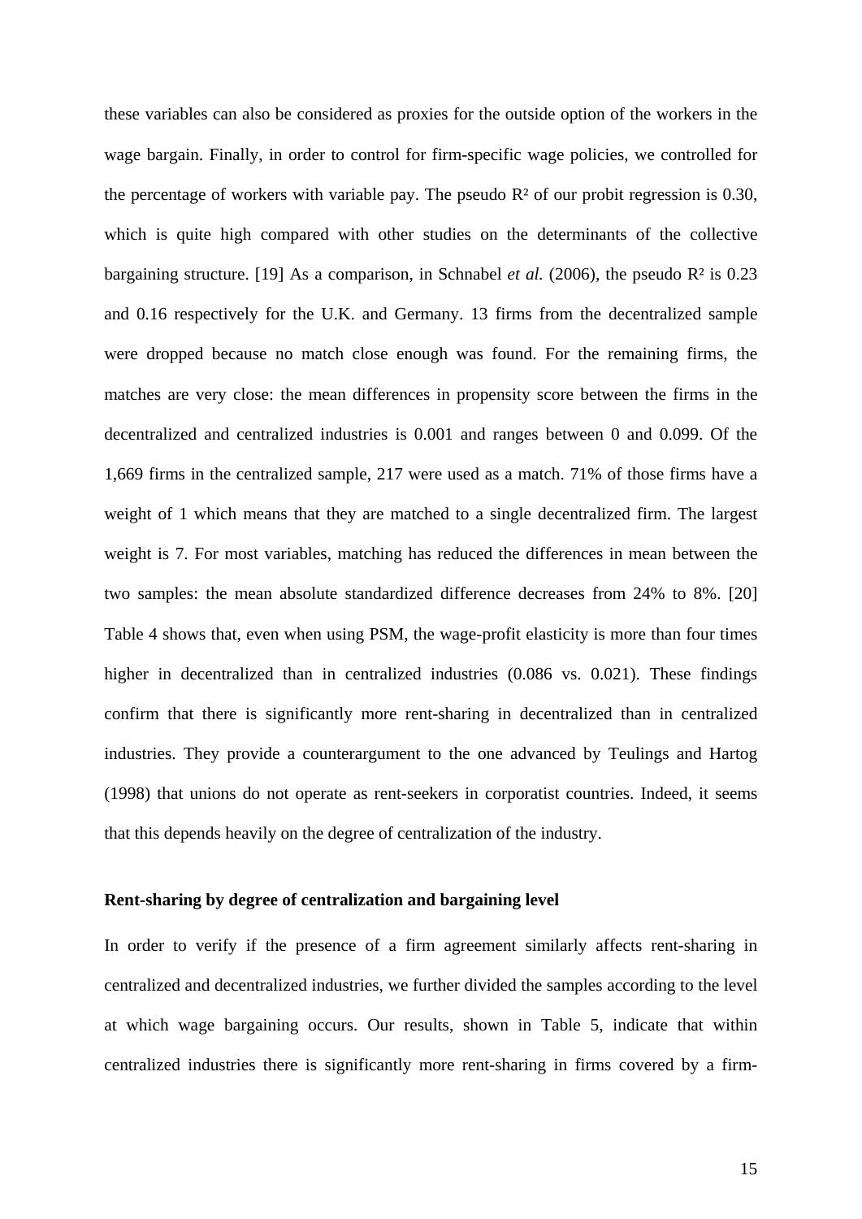these variables can also be considered as proxies for the outside option of the workers in the wage bargain. Finally, in order to control for firm-specific wage policies, we controlled for the percentage of workers with variable pay. The pseudo $R^2$ of our probit regression is 0.30, which is quite high compared with other studies on the determinants of the collective bargaining structure. [19] As a comparison, in Schnabel *et al.* (2006), the pseudo $R^2$ is 0.23 and 0.16 respectively for the U.K. and Germany. 13 firms from the decentralized sample were dropped because no match close enough was found. For the remaining firms, the matches are very close: the mean differences in propensity score between the firms in the decentralized and centralized industries is 0.001 and ranges between 0 and 0.099. Of the 1,669 firms in the centralized sample, 217 were used as a match. 71% of those firms have a weight of 1 which means that they are matched to a single decentralized firm. The largest weight is 7. For most variables, matching has reduced the differences in mean between the two samples: the mean absolute standardized difference decreases from 24% to 8%. [20] Table 4 shows that, even when using PSM, the wage-profit elasticity is more than four times higher in decentralized than in centralized industries (0.086 vs. 0.021). These findings confirm that there is significantly more rent-sharing in decentralized than in centralized industries. They provide a counterargument to the one advanced by Teulings and Hartog (1998) that unions do not operate as rent-seekers in corporatist countries. Indeed, it seems that this depends heavily on the degree of centralization of the industry.

**Rent-sharing by degree of centralization and bargaining level**

In order to verify if the presence of a firm agreement similarly affects rent-sharing in centralized and decentralized industries, we further divided the samples according to the level at which wage bargaining occurs. Our results, shown in Table 5, indicate that within centralized industries there is significantly more rent-sharing in firms covered by a firm-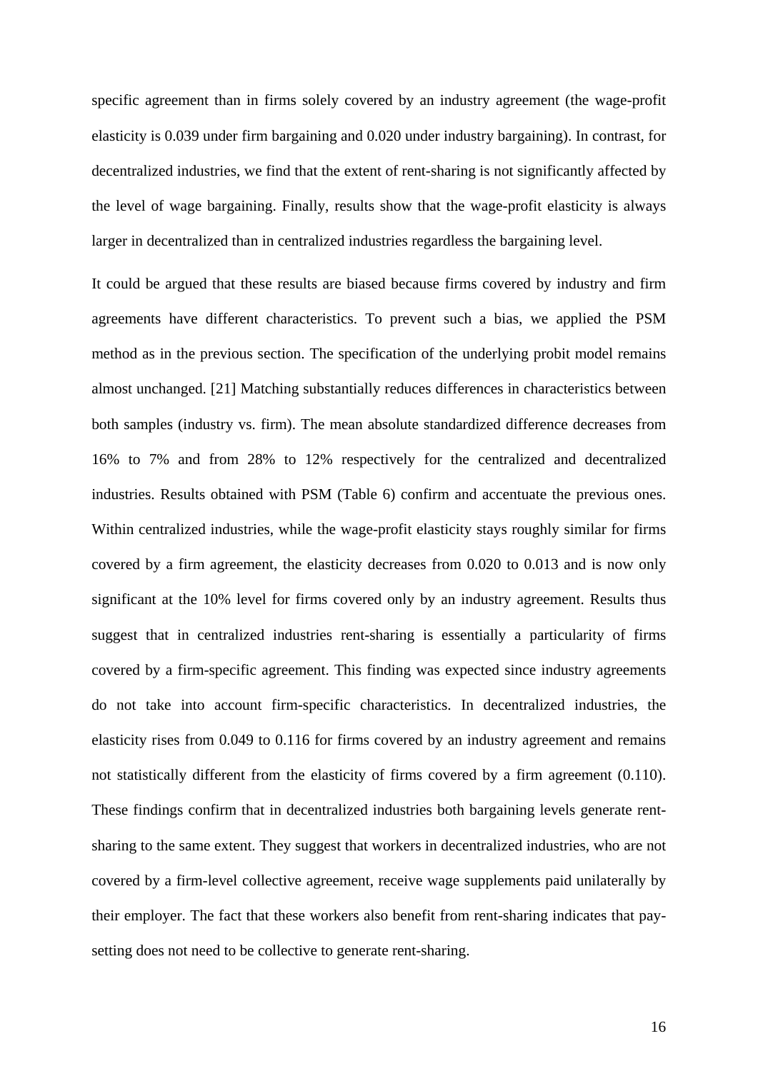specific agreement than in firms solely covered by an industry agreement (the wage-profit elasticity is 0.039 under firm bargaining and 0.020 under industry bargaining). In contrast, for decentralized industries, we find that the extent of rent-sharing is not significantly affected by the level of wage bargaining. Finally, results show that the wage-profit elasticity is always larger in decentralized than in centralized industries regardless the bargaining level.

It could be argued that these results are biased because firms covered by industry and firm agreements have different characteristics. To prevent such a bias, we applied the PSM method as in the previous section. The specification of the underlying probit model remains almost unchanged. [21] Matching substantially reduces differences in characteristics between both samples (industry vs. firm). The mean absolute standardized difference decreases from 16% to 7% and from 28% to 12% respectively for the centralized and decentralized industries. Results obtained with PSM (Table 6) confirm and accentuate the previous ones. Within centralized industries, while the wage-profit elasticity stays roughly similar for firms covered by a firm agreement, the elasticity decreases from 0.020 to 0.013 and is now only significant at the 10% level for firms covered only by an industry agreement. Results thus suggest that in centralized industries rent-sharing is essentially a particularity of firms covered by a firm-specific agreement. This finding was expected since industry agreements do not take into account firm-specific characteristics. In decentralized industries, the elasticity rises from 0.049 to 0.116 for firms covered by an industry agreement and remains not statistically different from the elasticity of firms covered by a firm agreement (0.110). These findings confirm that in decentralized industries both bargaining levels generate rent-sharing to the same extent. They suggest that workers in decentralized industries, who are not covered by a firm-level collective agreement, receive wage supplements paid unilaterally by their employer. The fact that these workers also benefit from rent-sharing indicates that pay-setting does not need to be collective to generate rent-sharing.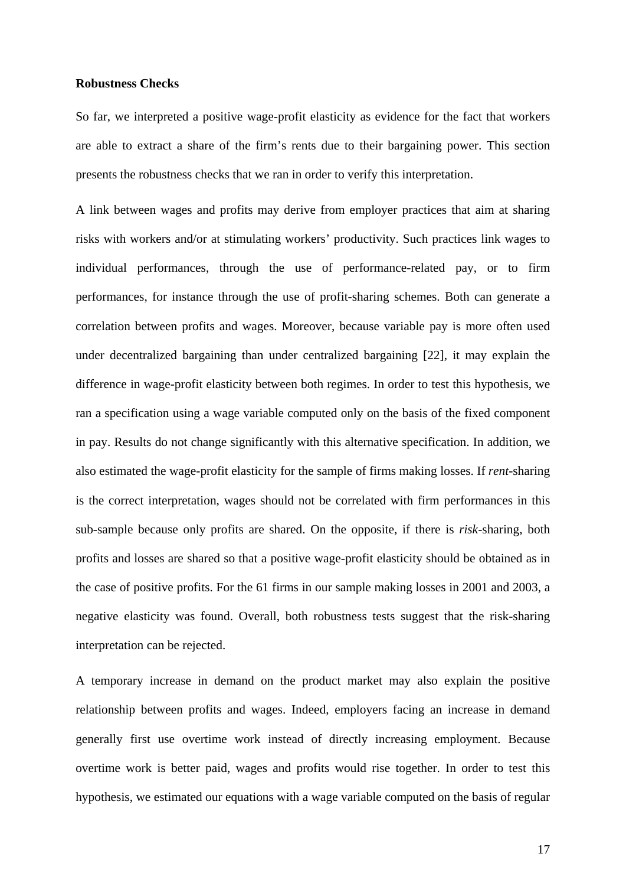**Robustness Checks**

So far, we interpreted a positive wage-profit elasticity as evidence for the fact that workers are able to extract a share of the firm's rents due to their bargaining power. This section presents the robustness checks that we ran in order to verify this interpretation.

A link between wages and profits may derive from employer practices that aim at sharing risks with workers and/or at stimulating workers' productivity. Such practices link wages to individual performances, through the use of performance-related pay, or to firm performances, for instance through the use of profit-sharing schemes. Both can generate a correlation between profits and wages. Moreover, because variable pay is more often used under decentralized bargaining than under centralized bargaining [22], it may explain the difference in wage-profit elasticity between both regimes. In order to test this hypothesis, we ran a specification using a wage variable computed only on the basis of the fixed component in pay. Results do not change significantly with this alternative specification. In addition, we also estimated the wage-profit elasticity for the sample of firms making losses. If *rent*-sharing is the correct interpretation, wages should not be correlated with firm performances in this sub-sample because only profits are shared. On the opposite, if there is *risk*-sharing, both profits and losses are shared so that a positive wage-profit elasticity should be obtained as in the case of positive profits. For the 61 firms in our sample making losses in 2001 and 2003, a negative elasticity was found. Overall, both robustness tests suggest that the risk-sharing interpretation can be rejected.

A temporary increase in demand on the product market may also explain the positive relationship between profits and wages. Indeed, employers facing an increase in demand generally first use overtime work instead of directly increasing employment. Because overtime work is better paid, wages and profits would rise together. In order to test this hypothesis, we estimated our equations with a wage variable computed on the basis of regular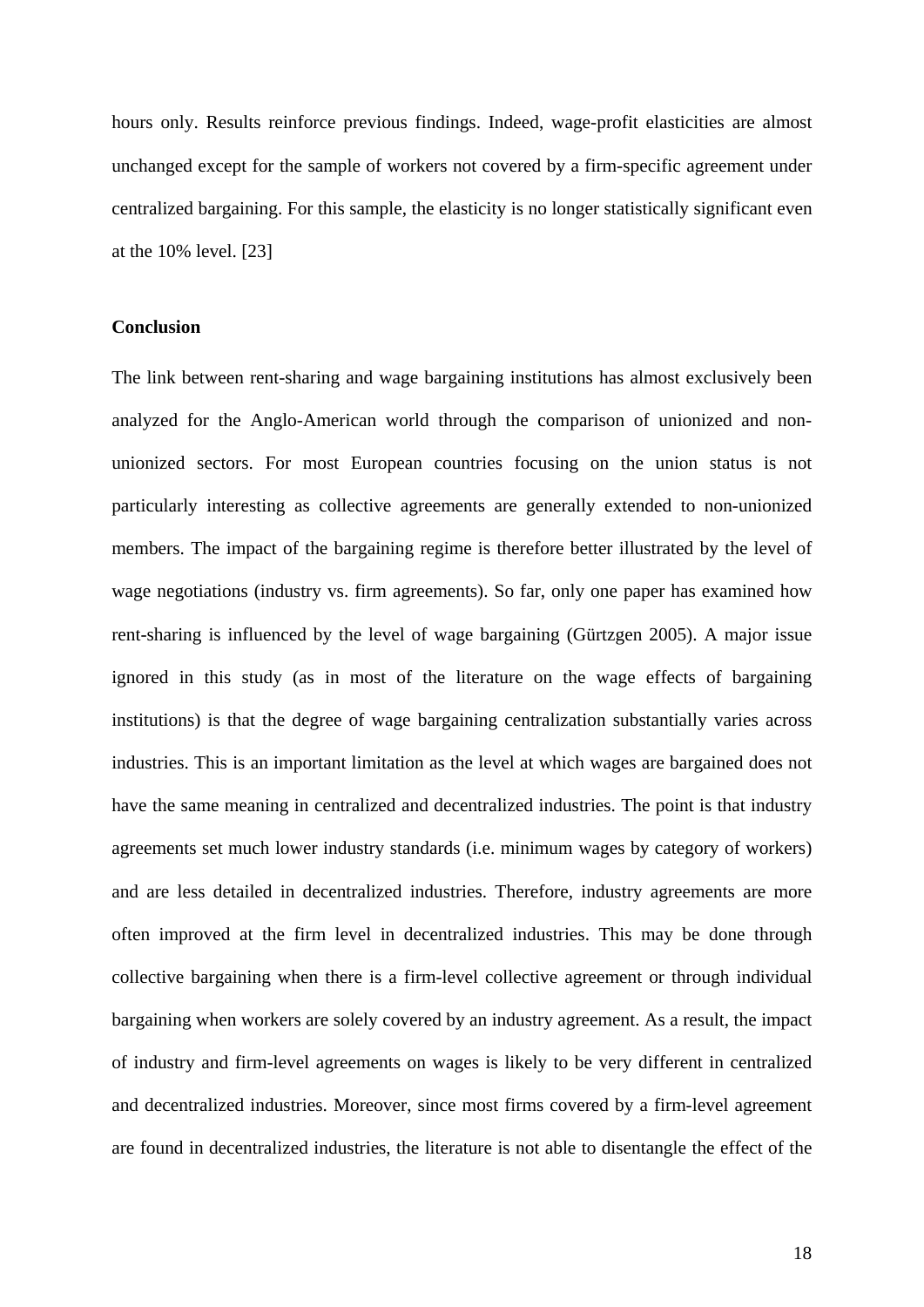hours only. Results reinforce previous findings. Indeed, wage-profit elasticities are almost unchanged except for the sample of workers not covered by a firm-specific agreement under centralized bargaining. For this sample, the elasticity is no longer statistically significant even at the 10% level. [23]

**Conclusion**

The link between rent-sharing and wage bargaining institutions has almost exclusively been analyzed for the Anglo-American world through the comparison of unionized and non-unionized sectors. For most European countries focusing on the union status is not particularly interesting as collective agreements are generally extended to non-unionized members. The impact of the bargaining regime is therefore better illustrated by the level of wage negotiations (industry vs. firm agreements). So far, only one paper has examined how rent-sharing is influenced by the level of wage bargaining (Gürtzgen 2005). A major issue ignored in this study (as in most of the literature on the wage effects of bargaining institutions) is that the degree of wage bargaining centralization substantially varies across industries. This is an important limitation as the level at which wages are bargained does not have the same meaning in centralized and decentralized industries. The point is that industry agreements set much lower industry standards (i.e. minimum wages by category of workers) and are less detailed in decentralized industries. Therefore, industry agreements are more often improved at the firm level in decentralized industries. This may be done through collective bargaining when there is a firm-level collective agreement or through individual bargaining when workers are solely covered by an industry agreement. As a result, the impact of industry and firm-level agreements on wages is likely to be very different in centralized and decentralized industries. Moreover, since most firms covered by a firm-level agreement are found in decentralized industries, the literature is not able to disentangle the effect of the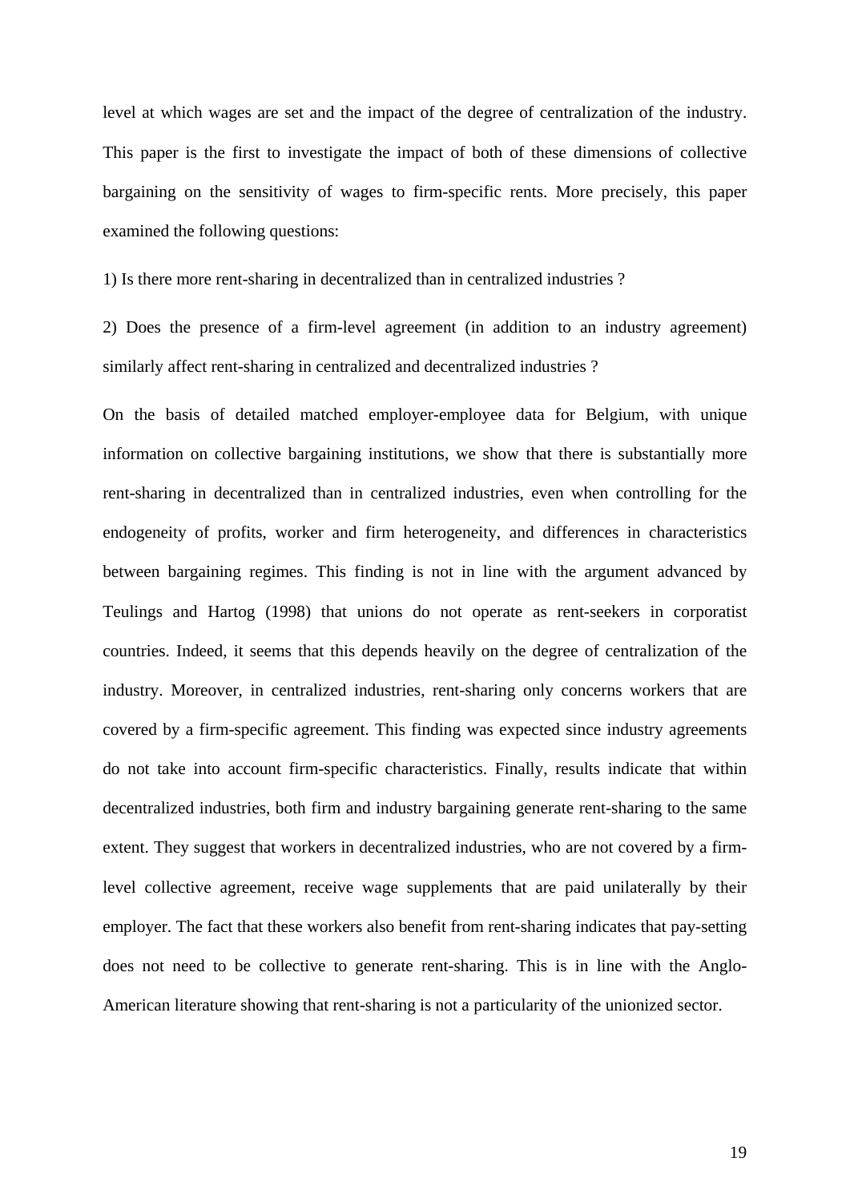level at which wages are set and the impact of the degree of centralization of the industry. This paper is the first to investigate the impact of both of these dimensions of collective bargaining on the sensitivity of wages to firm-specific rents. More precisely, this paper examined the following questions:

1) Is there more rent-sharing in decentralized than in centralized industries ?

2) Does the presence of a firm-level agreement (in addition to an industry agreement) similarly affect rent-sharing in centralized and decentralized industries ?

On the basis of detailed matched employer-employee data for Belgium, with unique information on collective bargaining institutions, we show that there is substantially more rent-sharing in decentralized than in centralized industries, even when controlling for the endogeneity of profits, worker and firm heterogeneity, and differences in characteristics between bargaining regimes. This finding is not in line with the argument advanced by Teulings and Hartog (1998) that unions do not operate as rent-seekers in corporatist countries. Indeed, it seems that this depends heavily on the degree of centralization of the industry. Moreover, in centralized industries, rent-sharing only concerns workers that are covered by a firm-specific agreement. This finding was expected since industry agreements do not take into account firm-specific characteristics. Finally, results indicate that within decentralized industries, both firm and industry bargaining generate rent-sharing to the same extent. They suggest that workers in decentralized industries, who are not covered by a firm-level collective agreement, receive wage supplements that are paid unilaterally by their employer. The fact that these workers also benefit from rent-sharing indicates that pay-setting does not need to be collective to generate rent-sharing. This is in line with the Anglo-American literature showing that rent-sharing is not a particularity of the unionized sector.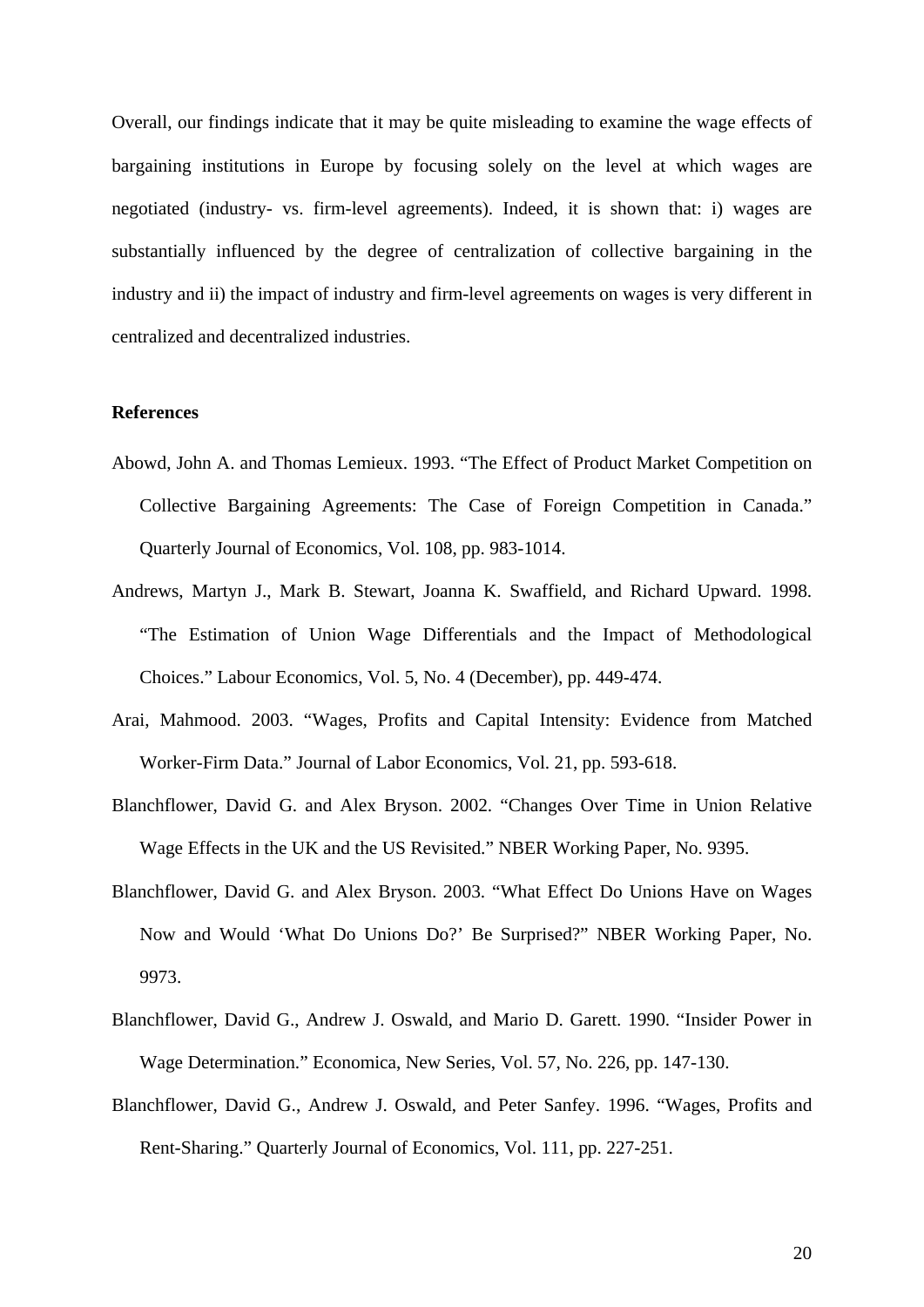Overall, our findings indicate that it may be quite misleading to examine the wage effects of bargaining institutions in Europe by focusing solely on the level at which wages are negotiated (industry- vs. firm-level agreements). Indeed, it is shown that: i) wages are substantially influenced by the degree of centralization of collective bargaining in the industry and ii) the impact of industry and firm-level agreements on wages is very different in centralized and decentralized industries.

**References**

Abowd, John A. and Thomas Lemieux. 1993. "The Effect of Product Market Competition on Collective Bargaining Agreements: The Case of Foreign Competition in Canada." Quarterly Journal of Economics, Vol. 108, pp. 983-1014.

Andrews, Martyn J., Mark B. Stewart, Joanna K. Swaffield, and Richard Upward. 1998. "The Estimation of Union Wage Differentials and the Impact of Methodological Choices." Labour Economics, Vol. 5, No. 4 (December), pp. 449-474.

Arai, Mahmood. 2003. "Wages, Profits and Capital Intensity: Evidence from Matched Worker-Firm Data." Journal of Labor Economics, Vol. 21, pp. 593-618.

Blanchflower, David G. and Alex Bryson. 2002. "Changes Over Time in Union Relative Wage Effects in the UK and the US Revisited." NBER Working Paper, No. 9395.

Blanchflower, David G. and Alex Bryson. 2003. "What Effect Do Unions Have on Wages Now and Would 'What Do Unions Do?' Be Surprised?" NBER Working Paper, No. 9973.

Blanchflower, David G., Andrew J. Oswald, and Mario D. Garett. 1990. "Insider Power in Wage Determination." Economica, New Series, Vol. 57, No. 226, pp. 147-130.

Blanchflower, David G., Andrew J. Oswald, and Peter Sanfey. 1996. "Wages, Profits and Rent-Sharing." Quarterly Journal of Economics, Vol. 111, pp. 227-251.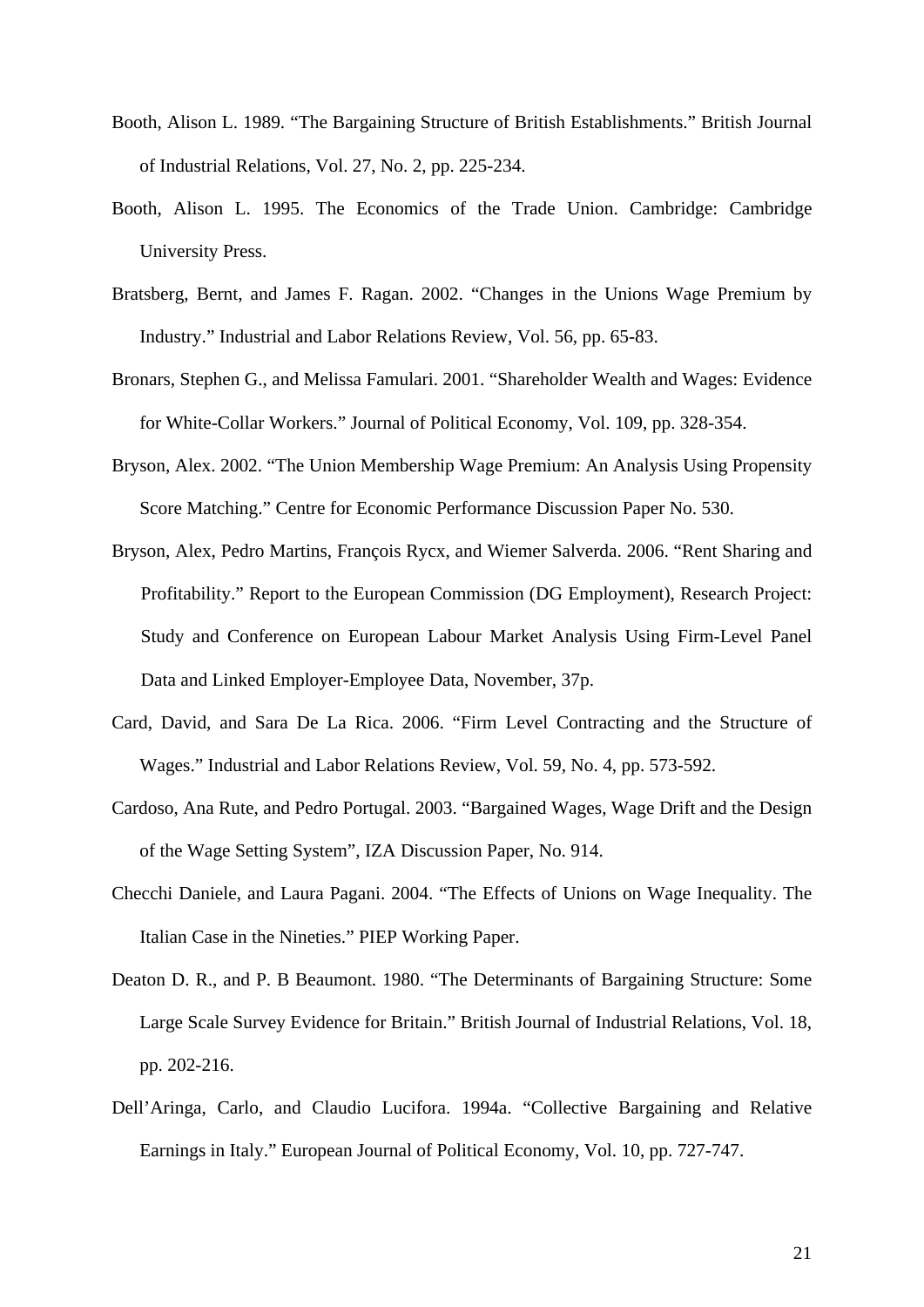Booth, Alison L. 1989. "The Bargaining Structure of British Establishments." British Journal of Industrial Relations, Vol. 27, No. 2, pp. 225-234.

Booth, Alison L. 1995. The Economics of the Trade Union. Cambridge: Cambridge University Press.

Bratsberg, Bernt, and James F. Ragan. 2002. "Changes in the Unions Wage Premium by Industry." Industrial and Labor Relations Review, Vol. 56, pp. 65-83.

Bronars, Stephen G., and Melissa Famulari. 2001. "Shareholder Wealth and Wages: Evidence for White-Collar Workers." Journal of Political Economy, Vol. 109, pp. 328-354.

Bryson, Alex. 2002. "The Union Membership Wage Premium: An Analysis Using Propensity Score Matching." Centre for Economic Performance Discussion Paper No. 530.

Bryson, Alex, Pedro Martins, François Rycx, and Wiemer Salverda. 2006. "Rent Sharing and Profitability." Report to the European Commission (DG Employment), Research Project: Study and Conference on European Labour Market Analysis Using Firm-Level Panel Data and Linked Employer-Employee Data, November, 37p.

Card, David, and Sara De La Rica. 2006. "Firm Level Contracting and the Structure of Wages." Industrial and Labor Relations Review, Vol. 59, No. 4, pp. 573-592.

Cardoso, Ana Rute, and Pedro Portugal. 2003. "Bargained Wages, Wage Drift and the Design of the Wage Setting System", IZA Discussion Paper, No. 914.

Checchi Daniele, and Laura Pagani. 2004. "The Effects of Unions on Wage Inequality. The Italian Case in the Nineties." PIEP Working Paper.

Deaton D. R., and P. B Beaumont. 1980. "The Determinants of Bargaining Structure: Some Large Scale Survey Evidence for Britain." British Journal of Industrial Relations, Vol. 18, pp. 202-216.

Dell'Aringa, Carlo, and Claudio Lucifora. 1994a. "Collective Bargaining and Relative Earnings in Italy." European Journal of Political Economy, Vol. 10, pp. 727-747.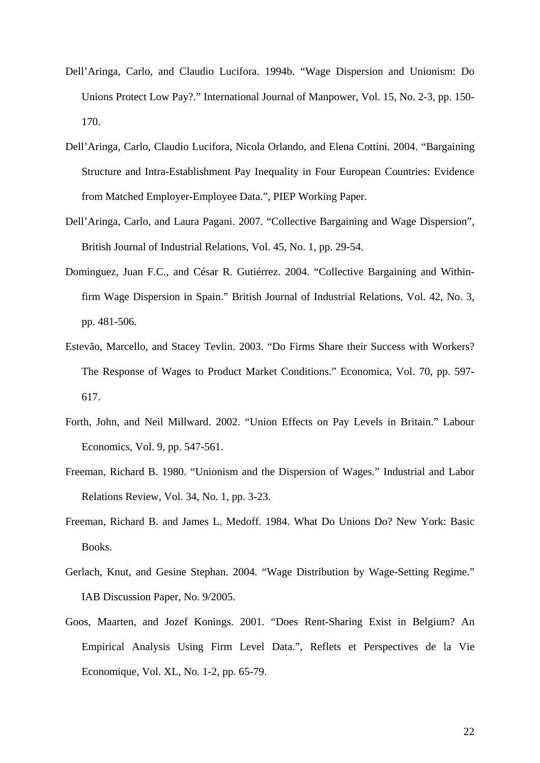Dell'Aringa, Carlo, and Claudio Lucifora. 1994b. "Wage Dispersion and Unionism: Do Unions Protect Low Pay?." International Journal of Manpower, Vol. 15, No. 2-3, pp. 150-170.

Dell'Aringa, Carlo, Claudio Lucifora, Nicola Orlando, and Elena Cottini. 2004. "Bargaining Structure and Intra-Establishment Pay Inequality in Four European Countries: Evidence from Matched Employer-Employee Data.", PIEP Working Paper.

Dell'Aringa, Carlo, and Laura Pagani. 2007. "Collective Bargaining and Wage Dispersion", British Journal of Industrial Relations, Vol. 45, No. 1, pp. 29-54.

Dominguez, Juan F.C., and César R. Gutiérrez. 2004. "Collective Bargaining and Within-firm Wage Dispersion in Spain." British Journal of Industrial Relations, Vol. 42, No. 3, pp. 481-506.

Estevão, Marcello, and Stacey Tevlin. 2003. "Do Firms Share their Success with Workers? The Response of Wages to Product Market Conditions." Economica, Vol. 70, pp. 597-617.

Forth, John, and Neil Millward. 2002. "Union Effects on Pay Levels in Britain." Labour Economics, Vol. 9, pp. 547-561.

Freeman, Richard B. 1980. "Unionism and the Dispersion of Wages." Industrial and Labor Relations Review, Vol. 34, No. 1, pp. 3-23.

Freeman, Richard B. and James L. Medoff. 1984. What Do Unions Do? New York: Basic Books.

Gerlach, Knut, and Gesine Stephan. 2004. "Wage Distribution by Wage-Setting Regime." IAB Discussion Paper, No. 9/2005.

Goos, Maarten, and Jozef Konings. 2001. "Does Rent-Sharing Exist in Belgium? An Empirical Analysis Using Firm Level Data.", Reflets et Perspectives de la Vie Economique, Vol. XL, No. 1-2, pp. 65-79.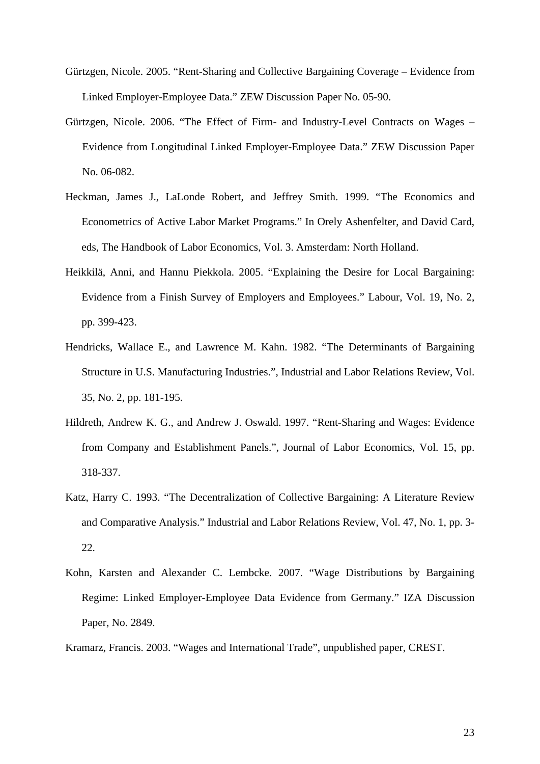Gürtzgen, Nicole. 2005. "Rent-Sharing and Collective Bargaining Coverage – Evidence from Linked Employer-Employee Data." ZEW Discussion Paper No. 05-90.

Gürtzgen, Nicole. 2006. "The Effect of Firm- and Industry-Level Contracts on Wages – Evidence from Longitudinal Linked Employer-Employee Data." ZEW Discussion Paper No. 06-082.

Heckman, James J., LaLonde Robert, and Jeffrey Smith. 1999. "The Economics and Econometrics of Active Labor Market Programs." In Orely Ashenfelter, and David Card, eds, The Handbook of Labor Economics, Vol. 3. Amsterdam: North Holland.

Heikkilä, Anni, and Hannu Piekkola. 2005. "Explaining the Desire for Local Bargaining: Evidence from a Finish Survey of Employers and Employees." Labour, Vol. 19, No. 2, pp. 399-423.

Hendricks, Wallace E., and Lawrence M. Kahn. 1982. "The Determinants of Bargaining Structure in U.S. Manufacturing Industries.", Industrial and Labor Relations Review, Vol. 35, No. 2, pp. 181-195.

Hildreth, Andrew K. G., and Andrew J. Oswald. 1997. "Rent-Sharing and Wages: Evidence from Company and Establishment Panels.", Journal of Labor Economics, Vol. 15, pp. 318-337.

Katz, Harry C. 1993. "The Decentralization of Collective Bargaining: A Literature Review and Comparative Analysis." Industrial and Labor Relations Review, Vol. 47, No. 1, pp. 3-22.

Kohn, Karsten and Alexander C. Lembcke. 2007. "Wage Distributions by Bargaining Regime: Linked Employer-Employee Data Evidence from Germany." IZA Discussion Paper, No. 2849.

Kramarz, Francis. 2003. "Wages and International Trade", unpublished paper, CREST.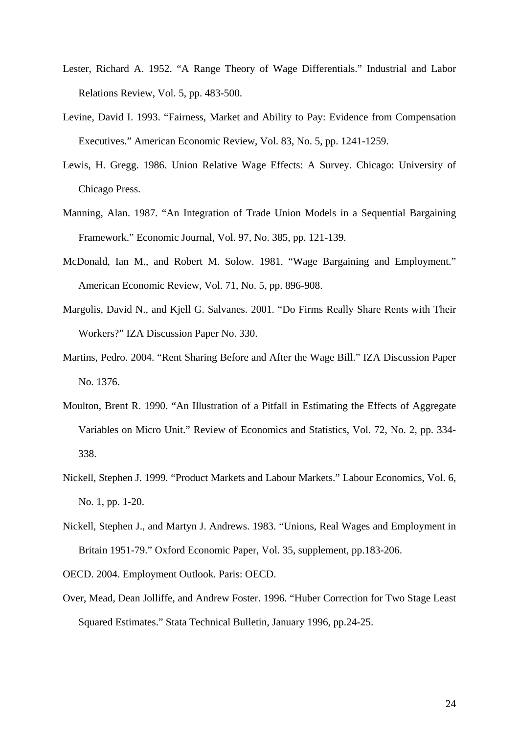Lester, Richard A. 1952. "A Range Theory of Wage Differentials." Industrial and Labor Relations Review, Vol. 5, pp. 483-500.

Levine, David I. 1993. "Fairness, Market and Ability to Pay: Evidence from Compensation Executives." American Economic Review, Vol. 83, No. 5, pp. 1241-1259.

Lewis, H. Gregg. 1986. Union Relative Wage Effects: A Survey. Chicago: University of Chicago Press.

Manning, Alan. 1987. "An Integration of Trade Union Models in a Sequential Bargaining Framework." Economic Journal, Vol. 97, No. 385, pp. 121-139.

McDonald, Ian M., and Robert M. Solow. 1981. "Wage Bargaining and Employment." American Economic Review, Vol. 71, No. 5, pp. 896-908.

Margolis, David N., and Kjell G. Salvanes. 2001. "Do Firms Really Share Rents with Their Workers?" IZA Discussion Paper No. 330.

Martins, Pedro. 2004. "Rent Sharing Before and After the Wage Bill." IZA Discussion Paper No. 1376.

Moulton, Brent R. 1990. "An Illustration of a Pitfall in Estimating the Effects of Aggregate Variables on Micro Unit." Review of Economics and Statistics, Vol. 72, No. 2, pp. 334-338.

Nickell, Stephen J. 1999. "Product Markets and Labour Markets." Labour Economics, Vol. 6, No. 1, pp. 1-20.

Nickell, Stephen J., and Martyn J. Andrews. 1983. "Unions, Real Wages and Employment in Britain 1951-79." Oxford Economic Paper, Vol. 35, supplement, pp.183-206.

OECD. 2004. Employment Outlook. Paris: OECD.

Over, Mead, Dean Jolliffe, and Andrew Foster. 1996. "Huber Correction for Two Stage Least Squared Estimates." Stata Technical Bulletin, January 1996, pp.24-25.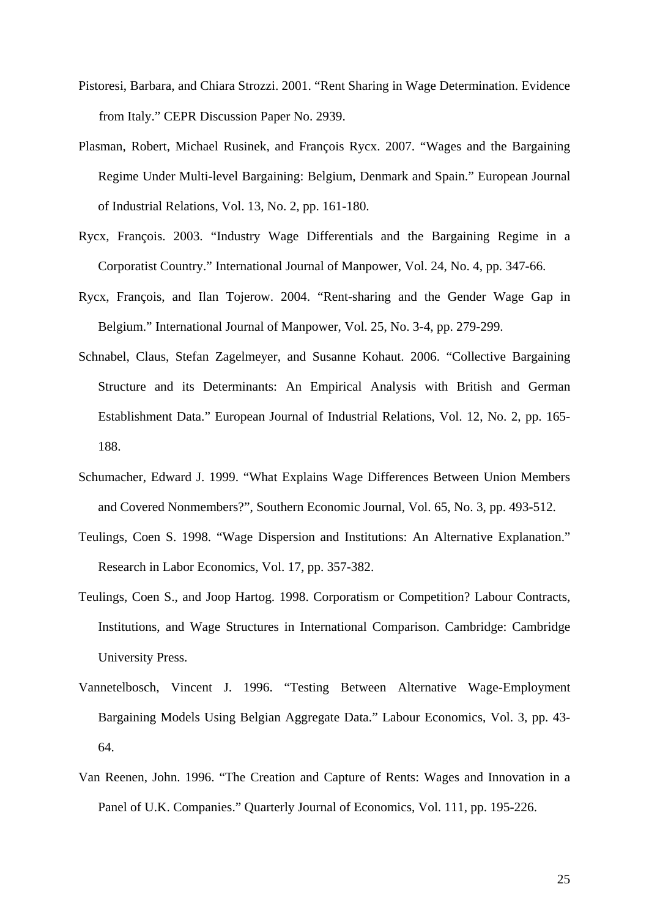Pistoresi, Barbara, and Chiara Strozzi. 2001. "Rent Sharing in Wage Determination. Evidence from Italy." CEPR Discussion Paper No. 2939.

Plasman, Robert, Michael Rusinek, and François Rycx. 2007. "Wages and the Bargaining Regime Under Multi-level Bargaining: Belgium, Denmark and Spain." European Journal of Industrial Relations, Vol. 13, No. 2, pp. 161-180.

Rycx, François. 2003. "Industry Wage Differentials and the Bargaining Regime in a Corporatist Country." International Journal of Manpower, Vol. 24, No. 4, pp. 347-66.

Rycx, François, and Ilan Tojerow. 2004. "Rent-sharing and the Gender Wage Gap in Belgium." International Journal of Manpower, Vol. 25, No. 3-4, pp. 279-299.

Schnabel, Claus, Stefan Zagelmeyer, and Susanne Kohaut. 2006. "Collective Bargaining Structure and its Determinants: An Empirical Analysis with British and German Establishment Data." European Journal of Industrial Relations, Vol. 12, No. 2, pp. 165-188.

Schumacher, Edward J. 1999. "What Explains Wage Differences Between Union Members and Covered Nonmembers?", Southern Economic Journal, Vol. 65, No. 3, pp. 493-512.

Teulings, Coen S. 1998. "Wage Dispersion and Institutions: An Alternative Explanation." Research in Labor Economics, Vol. 17, pp. 357-382.

Teulings, Coen S., and Joop Hartog. 1998. Corporatism or Competition? Labour Contracts, Institutions, and Wage Structures in International Comparison. Cambridge: Cambridge University Press.

Vannetelbosch, Vincent J. 1996. "Testing Between Alternative Wage-Employment Bargaining Models Using Belgian Aggregate Data." Labour Economics, Vol. 3, pp. 43-64.

Van Reenen, John. 1996. "The Creation and Capture of Rents: Wages and Innovation in a Panel of U.K. Companies." Quarterly Journal of Economics, Vol. 111, pp. 195-226.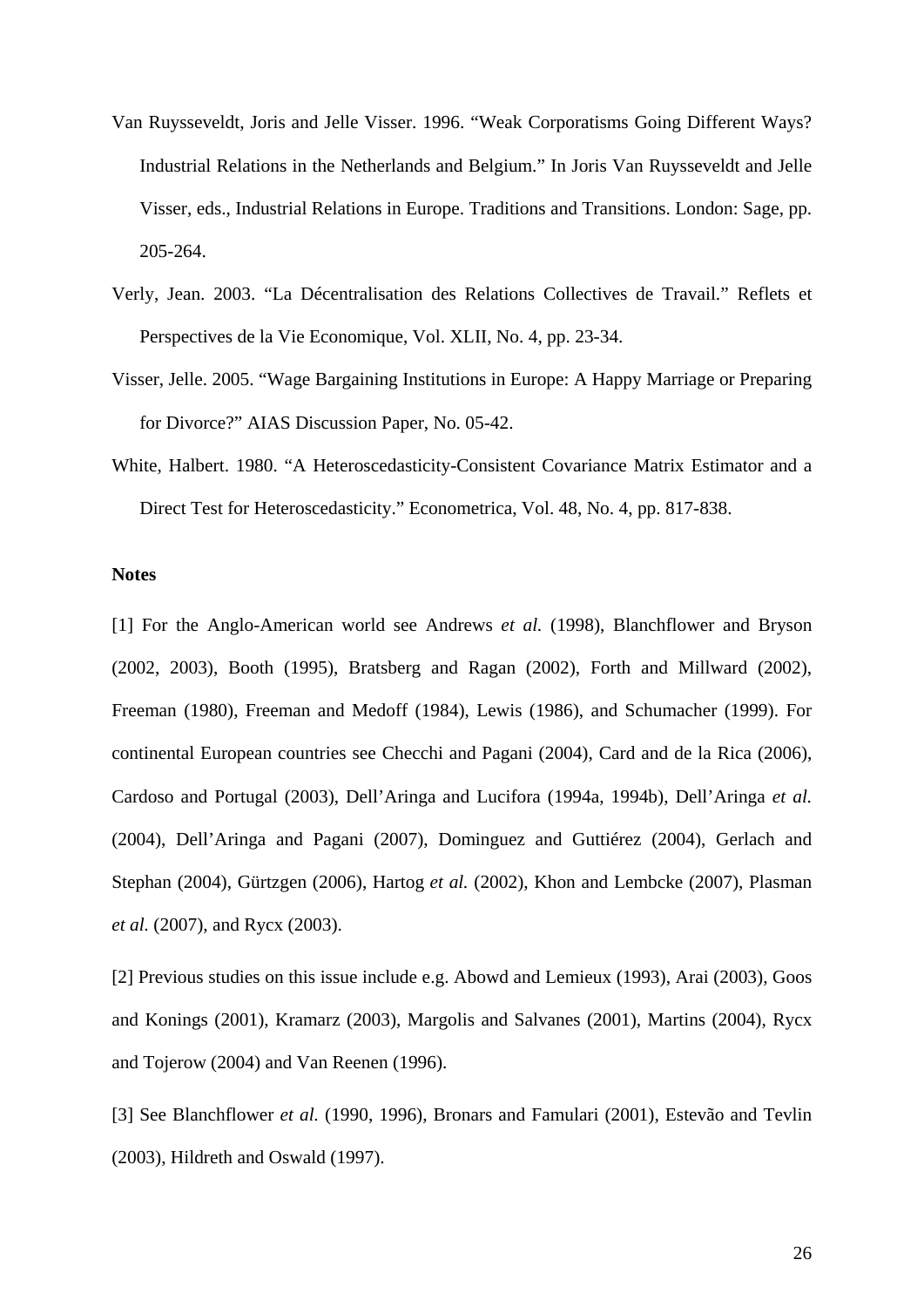Van Ruysseveldt, Joris and Jelle Visser. 1996. “Weak Corporatisms Going Different Ways? Industrial Relations in the Netherlands and Belgium.” In Joris Van Ruysseveldt and Jelle Visser, eds., Industrial Relations in Europe. Traditions and Transitions. London: Sage, pp. 205-264.

Verly, Jean. 2003. “La Décentralisation des Relations Collectives de Travail.” Reflets et Perspectives de la Vie Economique, Vol. XLII, No. 4, pp. 23-34.

Visser, Jelle. 2005. “Wage Bargaining Institutions in Europe: A Happy Marriage or Preparing for Divorce?” AIAS Discussion Paper, No. 05-42.

White, Halbert. 1980. “A Heteroscedasticity-Consistent Covariance Matrix Estimator and a Direct Test for Heteroscedasticity.” Econometrica, Vol. 48, No. 4, pp. 817-838.

**Notes**

[1] For the Anglo-American world see Andrews *et al.* (1998), Blanchflower and Bryson (2002, 2003), Booth (1995), Bratsberg and Ragan (2002), Forth and Millward (2002), Freeman (1980), Freeman and Medoff (1984), Lewis (1986), and Schumacher (1999). For continental European countries see Checchi and Pagani (2004), Card and de la Rica (2006), Cardoso and Portugal (2003), Dell’Aringa and Lucifora (1994a, 1994b), Dell’Aringa *et al.* (2004), Dell’Aringa and Pagani (2007), Dominguez and Guttiérez (2004), Gerlach and Stephan (2004), Gürtzgen (2006), Hartog *et al.* (2002), Khon and Lembcke (2007), Plasman *et al.* (2007), and Rycx (2003).

[2] Previous studies on this issue include e.g. Abowd and Lemieux (1993), Arai (2003), Goos and Konings (2001), Kramarz (2003), Margolis and Salvanes (2001), Martins (2004), Rycx and Tojerow (2004) and Van Reenen (1996).

[3] See Blanchflower *et al.* (1990, 1996), Bronars and Famulari (2001), Estevão and Tevlin (2003), Hildreth and Oswald (1997).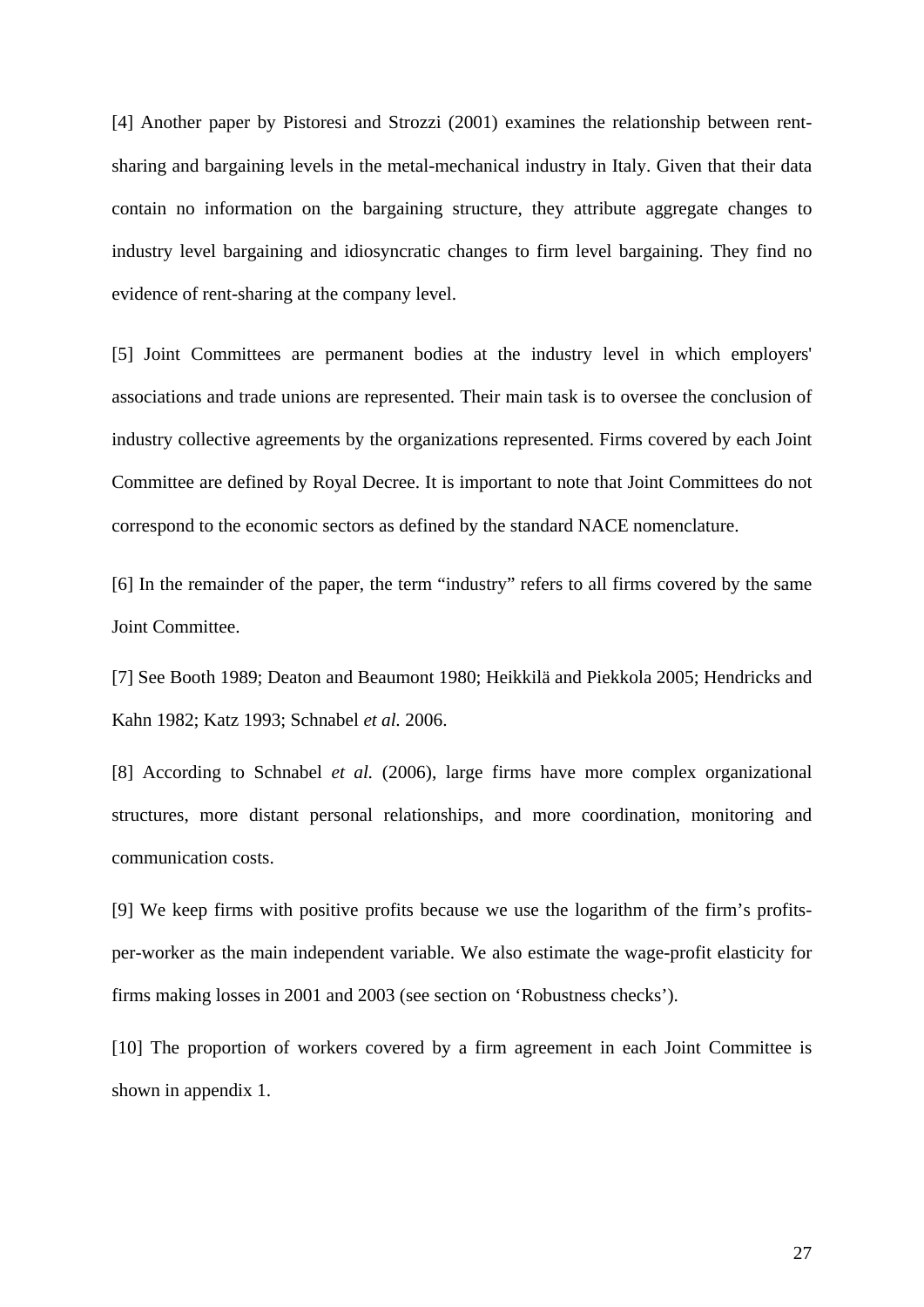[4] Another paper by Pistoresi and Strozzi (2001) examines the relationship between rent-sharing and bargaining levels in the metal-mechanical industry in Italy. Given that their data contain no information on the bargaining structure, they attribute aggregate changes to industry level bargaining and idiosyncratic changes to firm level bargaining. They find no evidence of rent-sharing at the company level.

[5] Joint Committees are permanent bodies at the industry level in which employers' associations and trade unions are represented. Their main task is to oversee the conclusion of industry collective agreements by the organizations represented. Firms covered by each Joint Committee are defined by Royal Decree. It is important to note that Joint Committees do not correspond to the economic sectors as defined by the standard NACE nomenclature.

[6] In the remainder of the paper, the term "industry" refers to all firms covered by the same Joint Committee.

[7] See Booth 1989; Deaton and Beaumont 1980; Heikkilä and Piekkola 2005; Hendricks and Kahn 1982; Katz 1993; Schnabel *et al.* 2006.

[8] According to Schnabel *et al.* (2006), large firms have more complex organizational structures, more distant personal relationships, and more coordination, monitoring and communication costs.

[9] We keep firms with positive profits because we use the logarithm of the firm's profits-per-worker as the main independent variable. We also estimate the wage-profit elasticity for firms making losses in 2001 and 2003 (see section on 'Robustness checks').

[10] The proportion of workers covered by a firm agreement in each Joint Committee is shown in appendix 1.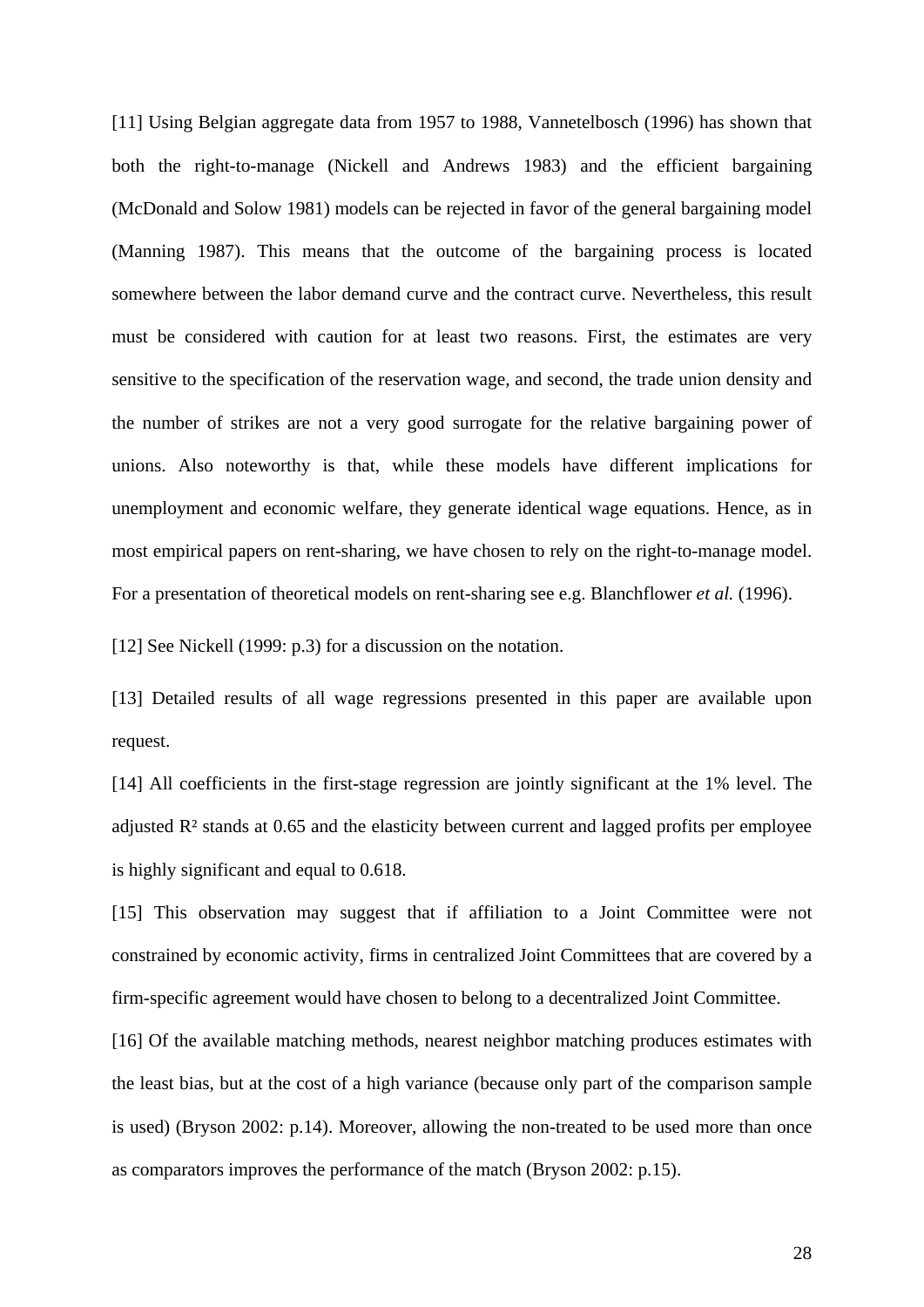[11] Using Belgian aggregate data from 1957 to 1988, Vannetelbosch (1996) has shown that both the right-to-manage (Nickell and Andrews 1983) and the efficient bargaining (McDonald and Solow 1981) models can be rejected in favor of the general bargaining model (Manning 1987). This means that the outcome of the bargaining process is located somewhere between the labor demand curve and the contract curve. Nevertheless, this result must be considered with caution for at least two reasons. First, the estimates are very sensitive to the specification of the reservation wage, and second, the trade union density and the number of strikes are not a very good surrogate for the relative bargaining power of unions. Also noteworthy is that, while these models have different implications for unemployment and economic welfare, they generate identical wage equations. Hence, as in most empirical papers on rent-sharing, we have chosen to rely on the right-to-manage model. For a presentation of theoretical models on rent-sharing see e.g. Blanchflower *et al.* (1996).

[12] See Nickell (1999: p.3) for a discussion on the notation.

[13] Detailed results of all wage regressions presented in this paper are available upon request.

[14] All coefficients in the first-stage regression are jointly significant at the 1% level. The adjusted $R^2$ stands at 0.65 and the elasticity between current and lagged profits per employee is highly significant and equal to 0.618.

[15] This observation may suggest that if affiliation to a Joint Committee were not constrained by economic activity, firms in centralized Joint Committees that are covered by a firm-specific agreement would have chosen to belong to a decentralized Joint Committee.

[16] Of the available matching methods, nearest neighbor matching produces estimates with the least bias, but at the cost of a high variance (because only part of the comparison sample is used) (Bryson 2002: p.14). Moreover, allowing the non-treated to be used more than once as comparators improves the performance of the match (Bryson 2002: p.15).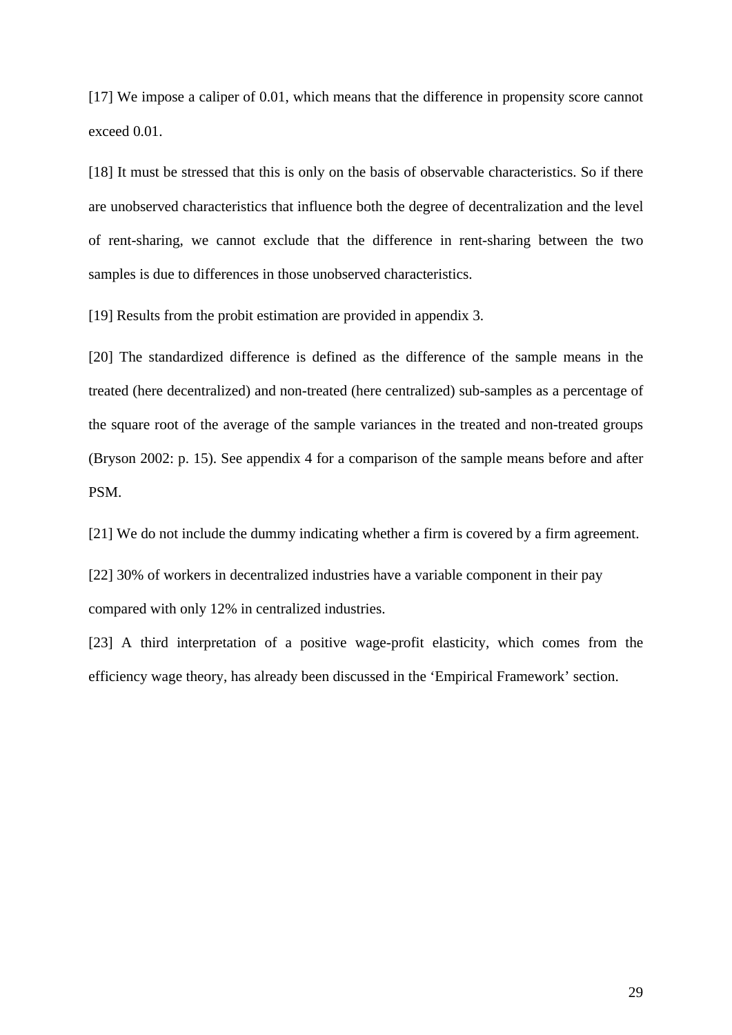[17] We impose a caliper of 0.01, which means that the difference in propensity score cannot exceed 0.01.

[18] It must be stressed that this is only on the basis of observable characteristics. So if there are unobserved characteristics that influence both the degree of decentralization and the level of rent-sharing, we cannot exclude that the difference in rent-sharing between the two samples is due to differences in those unobserved characteristics.

[19] Results from the probit estimation are provided in appendix 3.

[20] The standardized difference is defined as the difference of the sample means in the treated (here decentralized) and non-treated (here centralized) sub-samples as a percentage of the square root of the average of the sample variances in the treated and non-treated groups (Bryson 2002: p. 15). See appendix 4 for a comparison of the sample means before and after PSM.

[21] We do not include the dummy indicating whether a firm is covered by a firm agreement.

[22] 30% of workers in decentralized industries have a variable component in their pay compared with only 12% in centralized industries.

[23] A third interpretation of a positive wage-profit elasticity, which comes from the efficiency wage theory, has already been discussed in the 'Empirical Framework' section.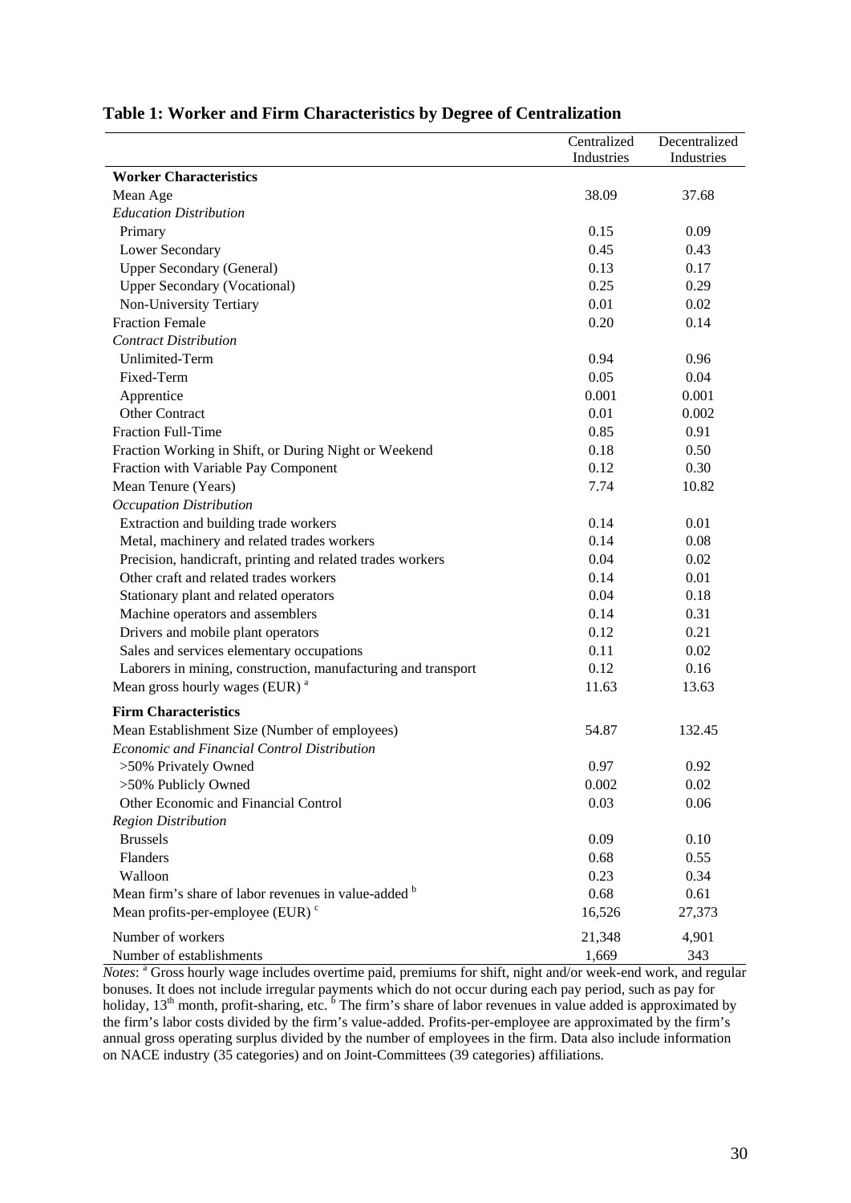**Table 1: Worker and Firm Characteristics by Degree of Centralization**

| | Centralized Industries | Decentralized Industries |
|---|---|---|
| **Worker Characteristics** | | |
| Mean Age | 38.09 | 37.68 |
| *Education Distribution* | | |
| Primary | 0.15 | 0.09 |
| Lower Secondary | 0.45 | 0.43 |
| Upper Secondary (General) | 0.13 | 0.17 |
| Upper Secondary (Vocational) | 0.25 | 0.29 |
| Non-University Tertiary | 0.01 | 0.02 |
| Fraction Female | 0.20 | 0.14 |
| *Contract Distribution* | | |
| Unlimited-Term | 0.94 | 0.96 |
| Fixed-Term | 0.05 | 0.04 |
| Apprentice | 0.001 | 0.001 |
| Other Contract | 0.01 | 0.002 |
| Fraction Full-Time | 0.85 | 0.91 |
| Fraction Working in Shift, or During Night or Weekend | 0.18 | 0.50 |
| Fraction with Variable Pay Component | 0.12 | 0.30 |
| Mean Tenure (Years) | 7.74 | 10.82 |
| *Occupation Distribution* | | |
| Extraction and building trade workers | 0.14 | 0.01 |
| Metal, machinery and related trades workers | 0.14 | 0.08 |
| Precision, handicraft, printing and related trades workers | 0.04 | 0.02 |
| Other craft and related trades workers | 0.14 | 0.01 |
| Stationary plant and related operators | 0.04 | 0.18 |
| Machine operators and assemblers | 0.14 | 0.31 |
| Drivers and mobile plant operators | 0.12 | 0.21 |
| Sales and services elementary occupations | 0.11 | 0.02 |
| Laborers in mining, construction, manufacturing and transport | 0.12 | 0.16 |
| Mean gross hourly wages (EUR) [a] | 11.63 | 13.63 |
| **Firm Characteristics** | | |
| Mean Establishment Size (Number of employees) | 54.87 | 132.45 |
| *Economic and Financial Control Distribution* | | |
| >50% Privately Owned | 0.97 | 0.92 |
| >50% Publicly Owned | 0.002 | 0.02 |
| Other Economic and Financial Control | 0.03 | 0.06 |
| *Region Distribution* | | |
| Brussels | 0.09 | 0.10 |
| Flanders | 0.68 | 0.55 |
| Walloon | 0.23 | 0.34 |
| Mean firm's share of labor revenues in value-added [b] | 0.68 | 0.61 |
| Mean profits-per-employee (EUR) [c] | 16,526 | 27,373 |
| Number of workers | 21,348 | 4,901 |
| Number of establishments | 1,669 | 343 |

*Notes*: [a] Gross hourly wage includes overtime paid, premiums for shift, night and/or week-end work, and regular bonuses. It does not include irregular payments which do not occur during each pay period, such as pay for holiday, 13th month, profit-sharing, etc. [b] The firm's share of labor revenues in value added is approximated by the firm's labor costs divided by the firm's value-added. Profits-per-employee are approximated by the firm's annual gross operating surplus divided by the number of employees in the firm. Data also include information on NACE industry (35 categories) and on Joint-Committees (39 categories) affiliations.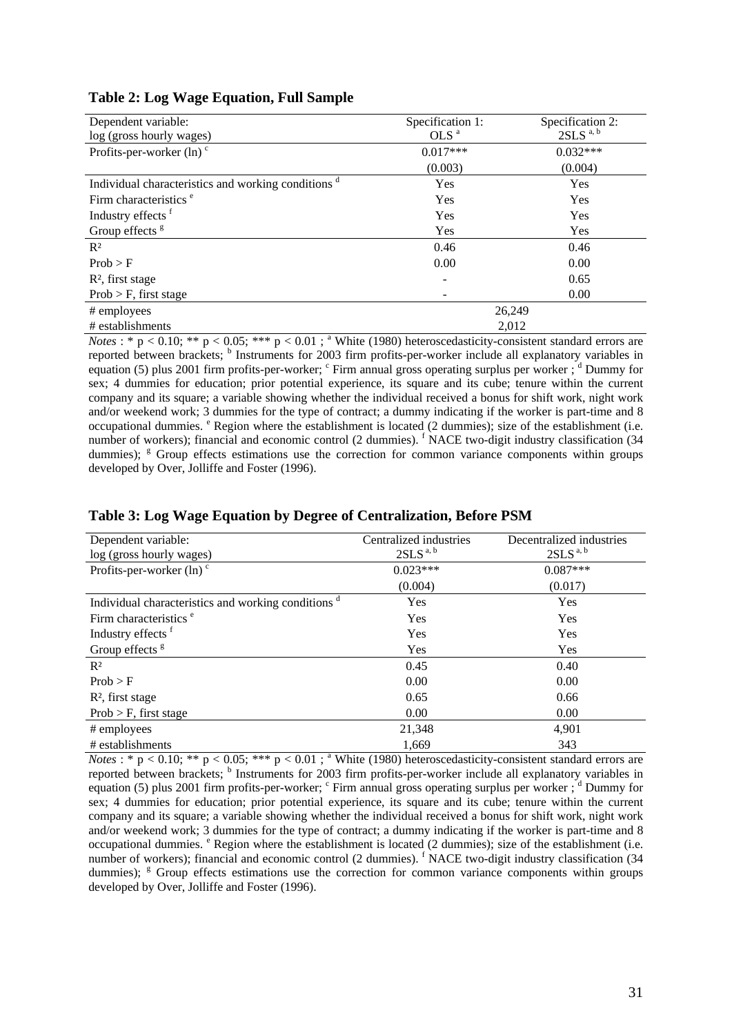**Table 2: Log Wage Equation, Full Sample**

| Dependent variable: log (gross hourly wages) | Specification 1: OLS [a] | Specification 2: 2SLS [a, b] |
|---|---|---|
| Profits-per-worker (ln) [c] | 0.017*** | 0.032*** |
| | (0.003) | (0.004) |
| Individual characteristics and working conditions [d] | Yes | Yes |
| Firm characteristics [e] | Yes | Yes |
| Industry effects [f] | Yes | Yes |
| Group effects [g] | Yes | Yes |
| R² | 0.46 | 0.46 |
| Prob > F | 0.00 | 0.00 |
| R², first stage | - | 0.65 |
| Prob > F, first stage | - | 0.00 |
| # employees | 26,249 | |
| # establishments | 2,012 | |

*Notes* : * p < 0.10; ** p < 0.05; *** p < 0.01 ; [a] White (1980) heteroscedasticity-consistent standard errors are reported between brackets; [b] Instruments for 2003 firm profits-per-worker include all explanatory variables in equation (5) plus 2001 firm profits-per-worker; [c] Firm annual gross operating surplus per worker ; [d] Dummy for sex; 4 dummies for education; prior potential experience, its square and its cube; tenure within the current company and its square; a variable showing whether the individual received a bonus for shift work, night work and/or weekend work; 3 dummies for the type of contract; a dummy indicating if the worker is part-time and 8 occupational dummies. [e] Region where the establishment is located (2 dummies); size of the establishment (i.e. number of workers); financial and economic control (2 dummies). [f] NACE two-digit industry classification (34 dummies); [g] Group effects estimations use the correction for common variance components within groups developed by Over, Jolliffe and Foster (1996).

**Table 3: Log Wage Equation by Degree of Centralization, Before PSM**

| Dependent variable: log (gross hourly wages) | Centralized industries 2SLS [a, b] | Decentralized industries 2SLS [a, b] |
|---|---|---|
| Profits-per-worker (ln) [c] | 0.023*** | 0.087*** |
| | (0.004) | (0.017) |
| Individual characteristics and working conditions [d] | Yes | Yes |
| Firm characteristics [e] | Yes | Yes |
| Industry effects [f] | Yes | Yes |
| Group effects [g] | Yes | Yes |
| R² | 0.45 | 0.40 |
| Prob > F | 0.00 | 0.00 |
| R², first stage | 0.65 | 0.66 |
| Prob > F, first stage | 0.00 | 0.00 |
| # employees | 21,348 | 4,901 |
| # establishments | 1,669 | 343 |

*Notes* : * p < 0.10; ** p < 0.05; *** p < 0.01 ; [a] White (1980) heteroscedasticity-consistent standard errors are reported between brackets; [b] Instruments for 2003 firm profits-per-worker include all explanatory variables in equation (5) plus 2001 firm profits-per-worker; [c] Firm annual gross operating surplus per worker ; [d] Dummy for sex; 4 dummies for education; prior potential experience, its square and its cube; tenure within the current company and its square; a variable showing whether the individual received a bonus for shift work, night work and/or weekend work; 3 dummies for the type of contract; a dummy indicating if the worker is part-time and 8 occupational dummies. [e] Region where the establishment is located (2 dummies); size of the establishment (i.e. number of workers); financial and economic control (2 dummies). [f] NACE two-digit industry classification (34 dummies); [g] Group effects estimations use the correction for common variance components within groups developed by Over, Jolliffe and Foster (1996).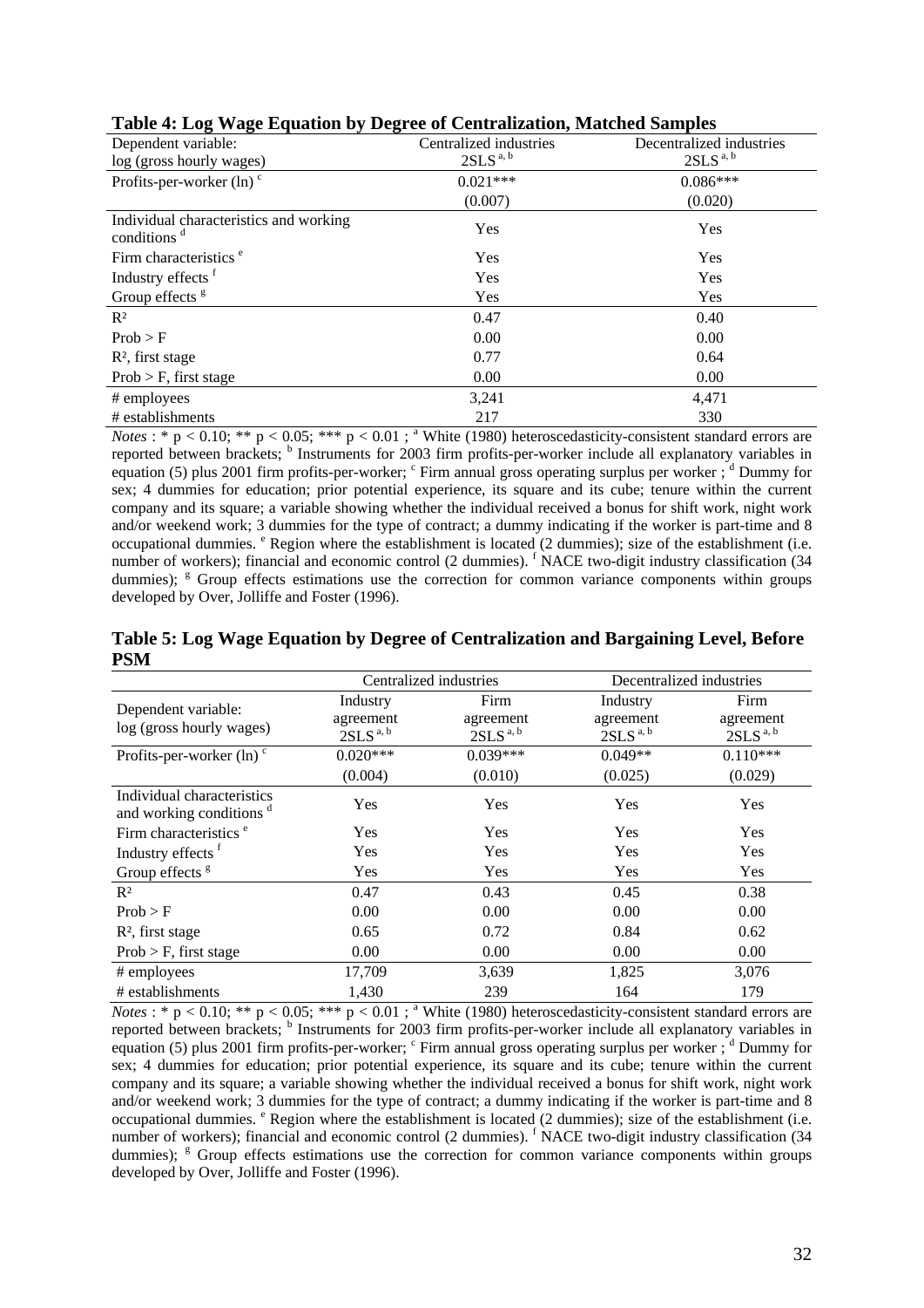**Table 4: Log Wage Equation by Degree of Centralization, Matched Samples**

| Dependent variable: log (gross hourly wages) | Centralized industries 2SLS [a, b] | Decentralized industries 2SLS [a, b] |
|---|---|---|
| Profits-per-worker (ln) [c] | 0.021*** | 0.086*** |
| | (0.007) | (0.020) |
| Individual characteristics and working conditions [d] | Yes | Yes |
| Firm characteristics [e] | Yes | Yes |
| Industry effects [f] | Yes | Yes |
| Group effects [g] | Yes | Yes |
| $R^2$ | 0.47 | 0.40 |
| Prob > F | 0.00 | 0.00 |
| $R^2$, first stage | 0.77 | 0.64 |
| Prob > F, first stage | 0.00 | 0.00 |
| # employees | 3,241 | 4,471 |
| # establishments | 217 | 330 |

*Notes* : * p < 0.10; ** p < 0.05; *** p < 0.01 ; [a] White (1980) heteroscedasticity-consistent standard errors are reported between brackets; [b] Instruments for 2003 firm profits-per-worker include all explanatory variables in equation (5) plus 2001 firm profits-per-worker; [c] Firm annual gross operating surplus per worker ; [d] Dummy for sex; 4 dummies for education; prior potential experience, its square and its cube; tenure within the current company and its square; a variable showing whether the individual received a bonus for shift work, night work and/or weekend work; 3 dummies for the type of contract; a dummy indicating if the worker is part-time and 8 occupational dummies. [e] Region where the establishment is located (2 dummies); size of the establishment (i.e. number of workers); financial and economic control (2 dummies). [f] NACE two-digit industry classification (34 dummies); [g] Group effects estimations use the correction for common variance components within groups developed by Over, Jolliffe and Foster (1996).

**Table 5: Log Wage Equation by Degree of Centralization and Bargaining Level, Before PSM**

| | Centralized industries | | Decentralized industries | |
|---|---|---|---|---|
| Dependent variable: log (gross hourly wages) | Industry agreement 2SLS [a, b] | Firm agreement 2SLS [a, b] | Industry agreement 2SLS [a, b] | Firm agreement 2SLS [a, b] |
| Profits-per-worker (ln) [c] | 0.020*** | 0.039*** | 0.049** | 0.110*** |
| | (0.004) | (0.010) | (0.025) | (0.029) |
| Individual characteristics and working conditions [d] | Yes | Yes | Yes | Yes |
| Firm characteristics [e] | Yes | Yes | Yes | Yes |
| Industry effects [f] | Yes | Yes | Yes | Yes |
| Group effects [g] | Yes | Yes | Yes | Yes |
| $R^2$ | 0.47 | 0.43 | 0.45 | 0.38 |
| Prob > F | 0.00 | 0.00 | 0.00 | 0.00 |
| $R^2$, first stage | 0.65 | 0.72 | 0.84 | 0.62 |
| Prob > F, first stage | 0.00 | 0.00 | 0.00 | 0.00 |
| # employees | 17,709 | 3,639 | 1,825 | 3,076 |
| # establishments | 1,430 | 239 | 164 | 179 |

*Notes* : * p < 0.10; ** p < 0.05; *** p < 0.01 ; [a] White (1980) heteroscedasticity-consistent standard errors are reported between brackets; [b] Instruments for 2003 firm profits-per-worker include all explanatory variables in equation (5) plus 2001 firm profits-per-worker; [c] Firm annual gross operating surplus per worker ; [d] Dummy for sex; 4 dummies for education; prior potential experience, its square and its cube; tenure within the current company and its square; a variable showing whether the individual received a bonus for shift work, night work and/or weekend work; 3 dummies for the type of contract; a dummy indicating if the worker is part-time and 8 occupational dummies. [e] Region where the establishment is located (2 dummies); size of the establishment (i.e. number of workers); financial and economic control (2 dummies). [f] NACE two-digit industry classification (34 dummies); [g] Group effects estimations use the correction for common variance components within groups developed by Over, Jolliffe and Foster (1996).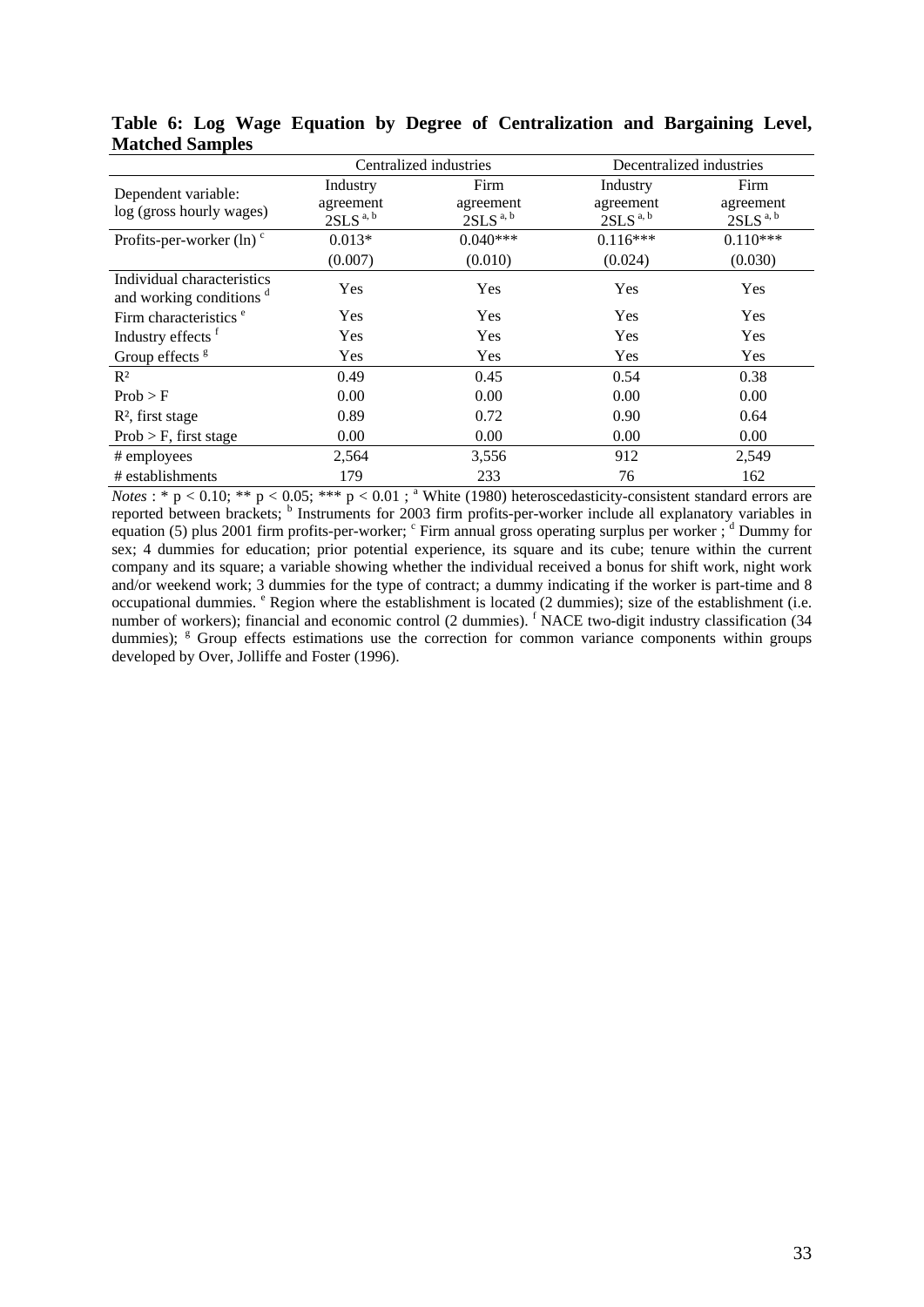**Table 6: Log Wage Equation by Degree of Centralization and Bargaining Level, Matched Samples**

| | Centralized industries | | Decentralized industries | |
|---|---|---|---|---|
| Dependent variable: log (gross hourly wages) | Industry agreement 2SLS [a, b] | Firm agreement 2SLS [a, b] | Industry agreement 2SLS [a, b] | Firm agreement 2SLS [a, b] |
| Profits-per-worker (ln) [c] | 0.013* | 0.040*** | 0.116*** | 0.110*** |
| | (0.007) | (0.010) | (0.024) | (0.030) |
| Individual characteristics and working conditions [d] | Yes | Yes | Yes | Yes |
| Firm characteristics [e] | Yes | Yes | Yes | Yes |
| Industry effects [f] | Yes | Yes | Yes | Yes |
| Group effects [g] | Yes | Yes | Yes | Yes |
| $R^2$ | 0.49 | 0.45 | 0.54 | 0.38 |
| Prob > F | 0.00 | 0.00 | 0.00 | 0.00 |
| $R^2$, first stage | 0.89 | 0.72 | 0.90 | 0.64 |
| Prob > F, first stage | 0.00 | 0.00 | 0.00 | 0.00 |
| # employees | 2,564 | 3,556 | 912 | 2,549 |
| # establishments | 179 | 233 | 76 | 162 |

*Notes* : * $p < 0.10$; ** $p < 0.05$; *** $p < 0.01$ ; [a] White (1980) heteroscedasticity-consistent standard errors are reported between brackets; [b] Instruments for 2003 firm profits-per-worker include all explanatory variables in equation (5) plus 2001 firm profits-per-worker; [c] Firm annual gross operating surplus per worker ; [d] Dummy for sex; 4 dummies for education; prior potential experience, its square and its cube; tenure within the current company and its square; a variable showing whether the individual received a bonus for shift work, night work and/or weekend work; 3 dummies for the type of contract; a dummy indicating if the worker is part-time and 8 occupational dummies. [e] Region where the establishment is located (2 dummies); size of the establishment (i.e. number of workers); financial and economic control (2 dummies). [f] NACE two-digit industry classification (34 dummies); [g] Group effects estimations use the correction for common variance components within groups developed by Over, Jolliffe and Foster (1996).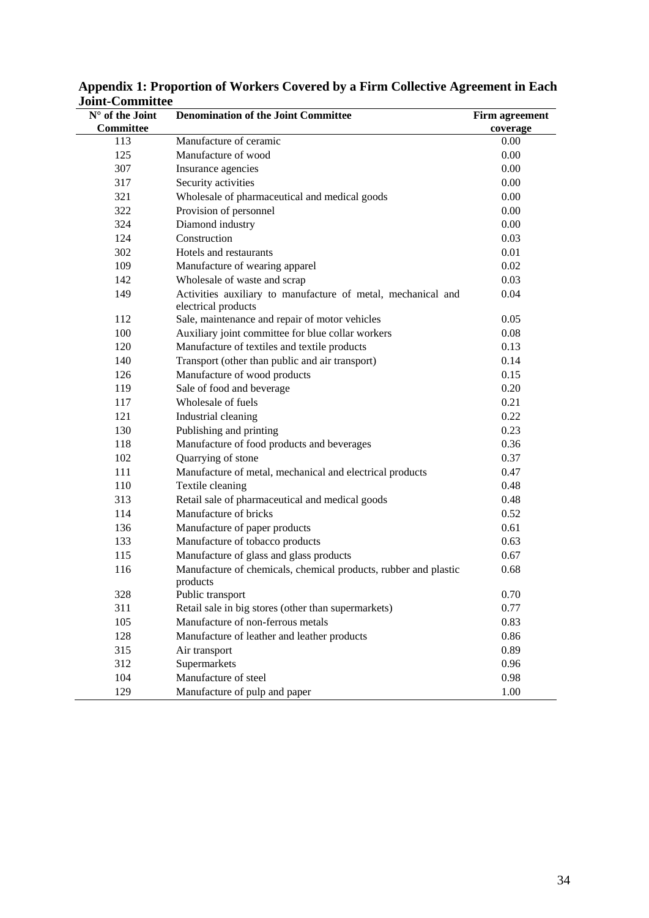## Appendix 1: Proportion of Workers Covered by a Firm Collective Agreement in Each Joint-Committee

| N° of the Joint Committee | Denomination of the Joint Committee | Firm agreement coverage |
|---|---|---|
| 113 | Manufacture of ceramic | 0.00 |
| 125 | Manufacture of wood | 0.00 |
| 307 | Insurance agencies | 0.00 |
| 317 | Security activities | 0.00 |
| 321 | Wholesale of pharmaceutical and medical goods | 0.00 |
| 322 | Provision of personnel | 0.00 |
| 324 | Diamond industry | 0.00 |
| 124 | Construction | 0.03 |
| 302 | Hotels and restaurants | 0.01 |
| 109 | Manufacture of wearing apparel | 0.02 |
| 142 | Wholesale of waste and scrap | 0.03 |
| 149 | Activities auxiliary to manufacture of metal, mechanical and electrical products | 0.04 |
| 112 | Sale, maintenance and repair of motor vehicles | 0.05 |
| 100 | Auxiliary joint committee for blue collar workers | 0.08 |
| 120 | Manufacture of textiles and textile products | 0.13 |
| 140 | Transport (other than public and air transport) | 0.14 |
| 126 | Manufacture of wood products | 0.15 |
| 119 | Sale of food and beverage | 0.20 |
| 117 | Wholesale of fuels | 0.21 |
| 121 | Industrial cleaning | 0.22 |
| 130 | Publishing and printing | 0.23 |
| 118 | Manufacture of food products and beverages | 0.36 |
| 102 | Quarrying of stone | 0.37 |
| 111 | Manufacture of metal, mechanical and electrical products | 0.47 |
| 110 | Textile cleaning | 0.48 |
| 313 | Retail sale of pharmaceutical and medical goods | 0.48 |
| 114 | Manufacture of bricks | 0.52 |
| 136 | Manufacture of paper products | 0.61 |
| 133 | Manufacture of tobacco products | 0.63 |
| 115 | Manufacture of glass and glass products | 0.67 |
| 116 | Manufacture of chemicals, chemical products, rubber and plastic products | 0.68 |
| 328 | Public transport | 0.70 |
| 311 | Retail sale in big stores (other than supermarkets) | 0.77 |
| 105 | Manufacture of non-ferrous metals | 0.83 |
| 128 | Manufacture of leather and leather products | 0.86 |
| 315 | Air transport | 0.89 |
| 312 | Supermarkets | 0.96 |
| 104 | Manufacture of steel | 0.98 |
| 129 | Manufacture of pulp and paper | 1.00 |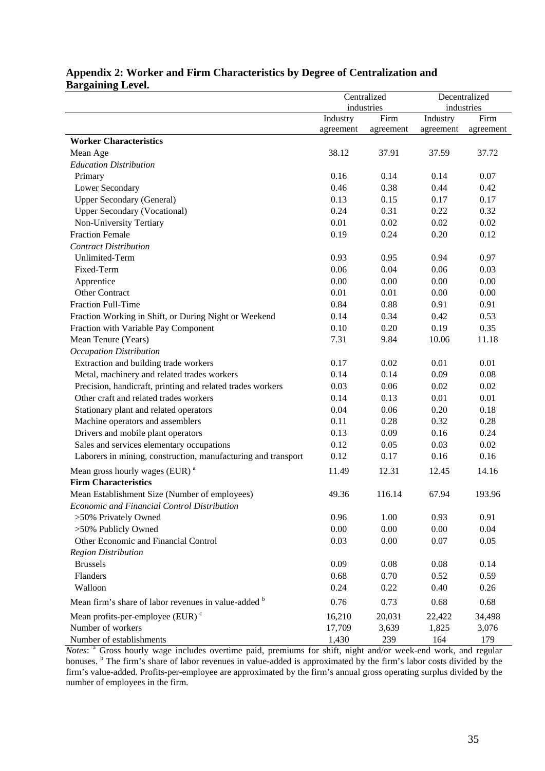## Appendix 2: Worker and Firm Characteristics by Degree of Centralization and Bargaining Level.

| | Centralized industries | | Decentralized industries | |
|---|---|---|---|---|
| | Industry agreement | Firm agreement | Industry agreement | Firm agreement |
| **Worker Characteristics** | | | | |
| Mean Age | 38.12 | 37.91 | 37.59 | 37.72 |
| *Education Distribution* | | | | |
| Primary | 0.16 | 0.14 | 0.14 | 0.07 |
| Lower Secondary | 0.46 | 0.38 | 0.44 | 0.42 |
| Upper Secondary (General) | 0.13 | 0.15 | 0.17 | 0.17 |
| Upper Secondary (Vocational) | 0.24 | 0.31 | 0.22 | 0.32 |
| Non-University Tertiary | 0.01 | 0.02 | 0.02 | 0.02 |
| Fraction Female | 0.19 | 0.24 | 0.20 | 0.12 |
| *Contract Distribution* | | | | |
| Unlimited-Term | 0.93 | 0.95 | 0.94 | 0.97 |
| Fixed-Term | 0.06 | 0.04 | 0.06 | 0.03 |
| Apprentice | 0.00 | 0.00 | 0.00 | 0.00 |
| Other Contract | 0.01 | 0.01 | 0.00 | 0.00 |
| Fraction Full-Time | 0.84 | 0.88 | 0.91 | 0.91 |
| Fraction Working in Shift, or During Night or Weekend | 0.14 | 0.34 | 0.42 | 0.53 |
| Fraction with Variable Pay Component | 0.10 | 0.20 | 0.19 | 0.35 |
| Mean Tenure (Years) | 7.31 | 9.84 | 10.06 | 11.18 |
| *Occupation Distribution* | | | | |
| Extraction and building trade workers | 0.17 | 0.02 | 0.01 | 0.01 |
| Metal, machinery and related trades workers | 0.14 | 0.14 | 0.09 | 0.08 |
| Precision, handicraft, printing and related trades workers | 0.03 | 0.06 | 0.02 | 0.02 |
| Other craft and related trades workers | 0.14 | 0.13 | 0.01 | 0.01 |
| Stationary plant and related operators | 0.04 | 0.06 | 0.20 | 0.18 |
| Machine operators and assemblers | 0.11 | 0.28 | 0.32 | 0.28 |
| Drivers and mobile plant operators | 0.13 | 0.09 | 0.16 | 0.24 |
| Sales and services elementary occupations | 0.12 | 0.05 | 0.03 | 0.02 |
| Laborers in mining, construction, manufacturing and transport | 0.12 | 0.17 | 0.16 | 0.16 |
| Mean gross hourly wages (EUR) [a] | 11.49 | 12.31 | 12.45 | 14.16 |
| **Firm Characteristics** | | | | |
| Mean Establishment Size (Number of employees) | 49.36 | 116.14 | 67.94 | 193.96 |
| *Economic and Financial Control Distribution* | | | | |
| >50% Privately Owned | 0.96 | 1.00 | 0.93 | 0.91 |
| >50% Publicly Owned | 0.00 | 0.00 | 0.00 | 0.04 |
| Other Economic and Financial Control | 0.03 | 0.00 | 0.07 | 0.05 |
| *Region Distribution* | | | | |
| Brussels | 0.09 | 0.08 | 0.08 | 0.14 |
| Flanders | 0.68 | 0.70 | 0.52 | 0.59 |
| Walloon | 0.24 | 0.22 | 0.40 | 0.26 |
| Mean firm's share of labor revenues in value-added [b] | 0.76 | 0.73 | 0.68 | 0.68 |
| Mean profits-per-employee (EUR) [c] | 16,210 | 20,031 | 22,422 | 34,498 |
| Number of workers | 17,709 | 3,639 | 1,825 | 3,076 |
| Number of establishments | 1,430 | 239 | 164 | 179 |

*Notes*: [a] Gross hourly wage includes overtime paid, premiums for shift, night and/or week-end work, and regular bonuses. [b] The firm's share of labor revenues in value-added is approximated by the firm's labor costs divided by the firm's value-added. Profits-per-employee are approximated by the firm's annual gross operating surplus divided by the number of employees in the firm.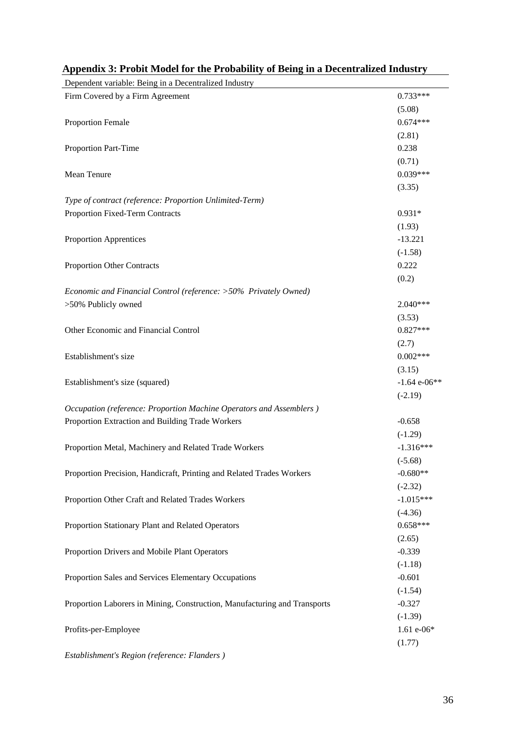## Appendix 3: Probit Model for the Probability of Being in a Decentralized Industry

| Dependent variable: Being in a Decentralized Industry | |
|---|---|
| Firm Covered by a Firm Agreement | 0.733*** |
| | (5.08) |
| Proportion Female | 0.674*** |
| | (2.81) |
| Proportion Part-Time | 0.238 |
| | (0.71) |
| Mean Tenure | 0.039*** |
| | (3.35) |
| *Type of contract (reference: Proportion Unlimited-Term)* | |
| Proportion Fixed-Term Contracts | 0.931* |
| | (1.93) |
| Proportion Apprentices | -13.221 |
| | (-1.58) |
| Proportion Other Contracts | 0.222 |
| | (0.2) |
| *Economic and Financial Control (reference: >50% Privately Owned)* | |
| >50% Publicly owned | 2.040*** |
| | (3.53) |
| Other Economic and Financial Control | 0.827*** |
| | (2.7) |
| Establishment's size | 0.002*** |
| | (3.15) |
| Establishment's size (squared) | -1.64 e-06** |
| | (-2.19) |
| *Occupation (reference: Proportion Machine Operators and Assemblers )* | |
| Proportion Extraction and Building Trade Workers | -0.658 |
| | (-1.29) |
| Proportion Metal, Machinery and Related Trade Workers | -1.316*** |
| | (-5.68) |
| Proportion Precision, Handicraft, Printing and Related Trades Workers | -0.680** |
| | (-2.32) |
| Proportion Other Craft and Related Trades Workers | -1.015*** |
| | (-4.36) |
| Proportion Stationary Plant and Related Operators | 0.658*** |
| | (2.65) |
| Proportion Drivers and Mobile Plant Operators | -0.339 |
| | (-1.18) |
| Proportion Sales and Services Elementary Occupations | -0.601 |
| | (-1.54) |
| Proportion Laborers in Mining, Construction, Manufacturing and Transports | -0.327 |
| | (-1.39) |
| Profits-per-Employee | 1.61 e-06* |
| | (1.77) |
| *Establishment's Region (reference: Flanders )* | |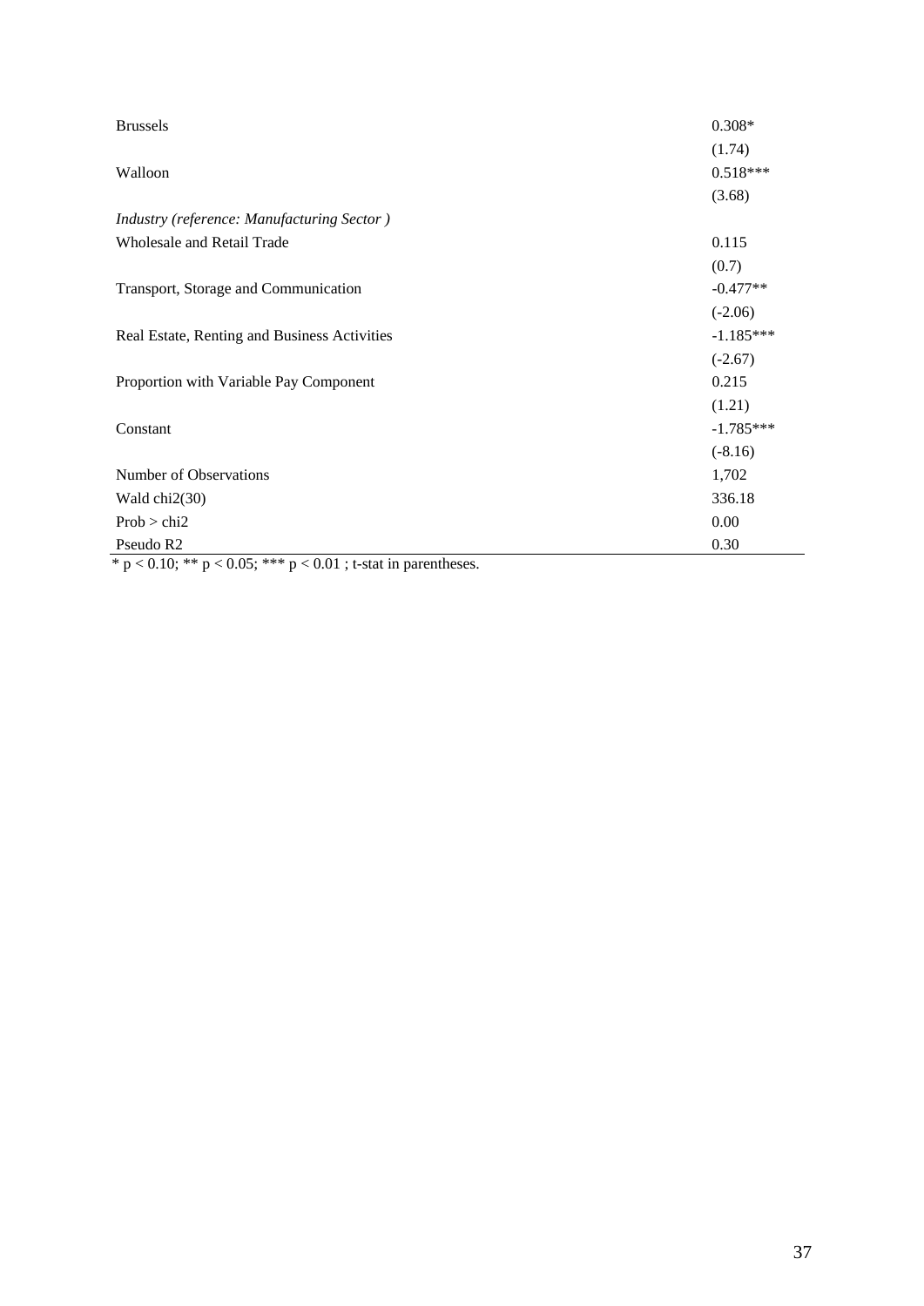| | |
|---|---|
| Brussels | 0.308* |
| | (1.74) |
| Walloon | 0.518*** |
| | (3.68) |
| *Industry (reference: Manufacturing Sector )* | |
| Wholesale and Retail Trade | 0.115 |
| | (0.7) |
| Transport, Storage and Communication | -0.477** |
| | (-2.06) |
| Real Estate, Renting and Business Activities | -1.185*** |
| | (-2.67) |
| Proportion with Variable Pay Component | 0.215 |
| | (1.21) |
| Constant | -1.785*** |
| | (-8.16) |
| Number of Observations | 1,702 |
| Wald chi2(30) | 336.18 |
| Prob > chi2 | 0.00 |
| Pseudo R2 | 0.30 |

* $p < 0.10$; ** $p < 0.05$; *** $p < 0.01$ ; t-stat in parentheses.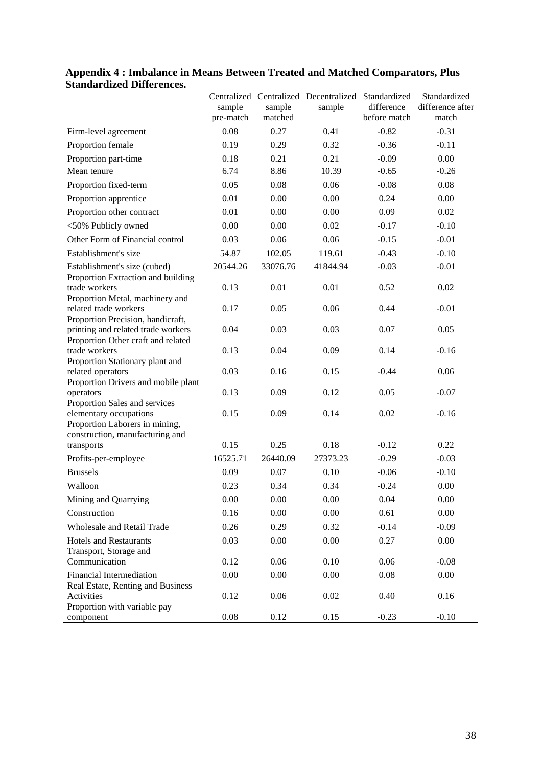## Appendix 4 : Imbalance in Means Between Treated and Matched Comparators, Plus Standardized Differences.

| | Centralized sample pre-match | Centralized sample matched | Decentralized sample | Standardized difference before match | Standardized difference after match |
|---|---|---|---|---|---|
| Firm-level agreement | 0.08 | 0.27 | 0.41 | -0.82 | -0.31 |
| Proportion female | 0.19 | 0.29 | 0.32 | -0.36 | -0.11 |
| Proportion part-time | 0.18 | 0.21 | 0.21 | -0.09 | 0.00 |
| Mean tenure | 6.74 | 8.86 | 10.39 | -0.65 | -0.26 |
| Proportion fixed-term | 0.05 | 0.08 | 0.06 | -0.08 | 0.08 |
| Proportion apprentice | 0.01 | 0.00 | 0.00 | 0.24 | 0.00 |
| Proportion other contract | 0.01 | 0.00 | 0.00 | 0.09 | 0.02 |
| <50% Publicly owned | 0.00 | 0.00 | 0.02 | -0.17 | -0.10 |
| Other Form of Financial control | 0.03 | 0.06 | 0.06 | -0.15 | -0.01 |
| Establishment's size | 54.87 | 102.05 | 119.61 | -0.43 | -0.10 |
| Establishment's size (cubed) | 20544.26 | 33076.76 | 41844.94 | -0.03 | -0.01 |
| Proportion Extraction and building trade workers | 0.13 | 0.01 | 0.01 | 0.52 | 0.02 |
| Proportion Metal, machinery and related trade workers | 0.17 | 0.05 | 0.06 | 0.44 | -0.01 |
| Proportion Precision, handicraft, printing and related trade workers | 0.04 | 0.03 | 0.03 | 0.07 | 0.05 |
| Proportion Other craft and related trade workers | 0.13 | 0.04 | 0.09 | 0.14 | -0.16 |
| Proportion Stationary plant and related operators | 0.03 | 0.16 | 0.15 | -0.44 | 0.06 |
| Proportion Drivers and mobile plant operators | 0.13 | 0.09 | 0.12 | 0.05 | -0.07 |
| Proportion Sales and services elementary occupations | 0.15 | 0.09 | 0.14 | 0.02 | -0.16 |
| Proportion Laborers in mining, construction, manufacturing and transports | 0.15 | 0.25 | 0.18 | -0.12 | 0.22 |
| Profits-per-employee | 16525.71 | 26440.09 | 27373.23 | -0.29 | -0.03 |
| Brussels | 0.09 | 0.07 | 0.10 | -0.06 | -0.10 |
| Walloon | 0.23 | 0.34 | 0.34 | -0.24 | 0.00 |
| Mining and Quarrying | 0.00 | 0.00 | 0.00 | 0.04 | 0.00 |
| Construction | 0.16 | 0.00 | 0.00 | 0.61 | 0.00 |
| Wholesale and Retail Trade | 0.26 | 0.29 | 0.32 | -0.14 | -0.09 |
| Hotels and Restaurants | 0.03 | 0.00 | 0.00 | 0.27 | 0.00 |
| Transport, Storage and Communication | 0.12 | 0.06 | 0.10 | 0.06 | -0.08 |
| Financial Intermediation | 0.00 | 0.00 | 0.00 | 0.08 | 0.00 |
| Real Estate, Renting and Business Activities | 0.12 | 0.06 | 0.02 | 0.40 | 0.16 |
| Proportion with variable pay component | 0.08 | 0.12 | 0.15 | -0.23 | -0.10 |